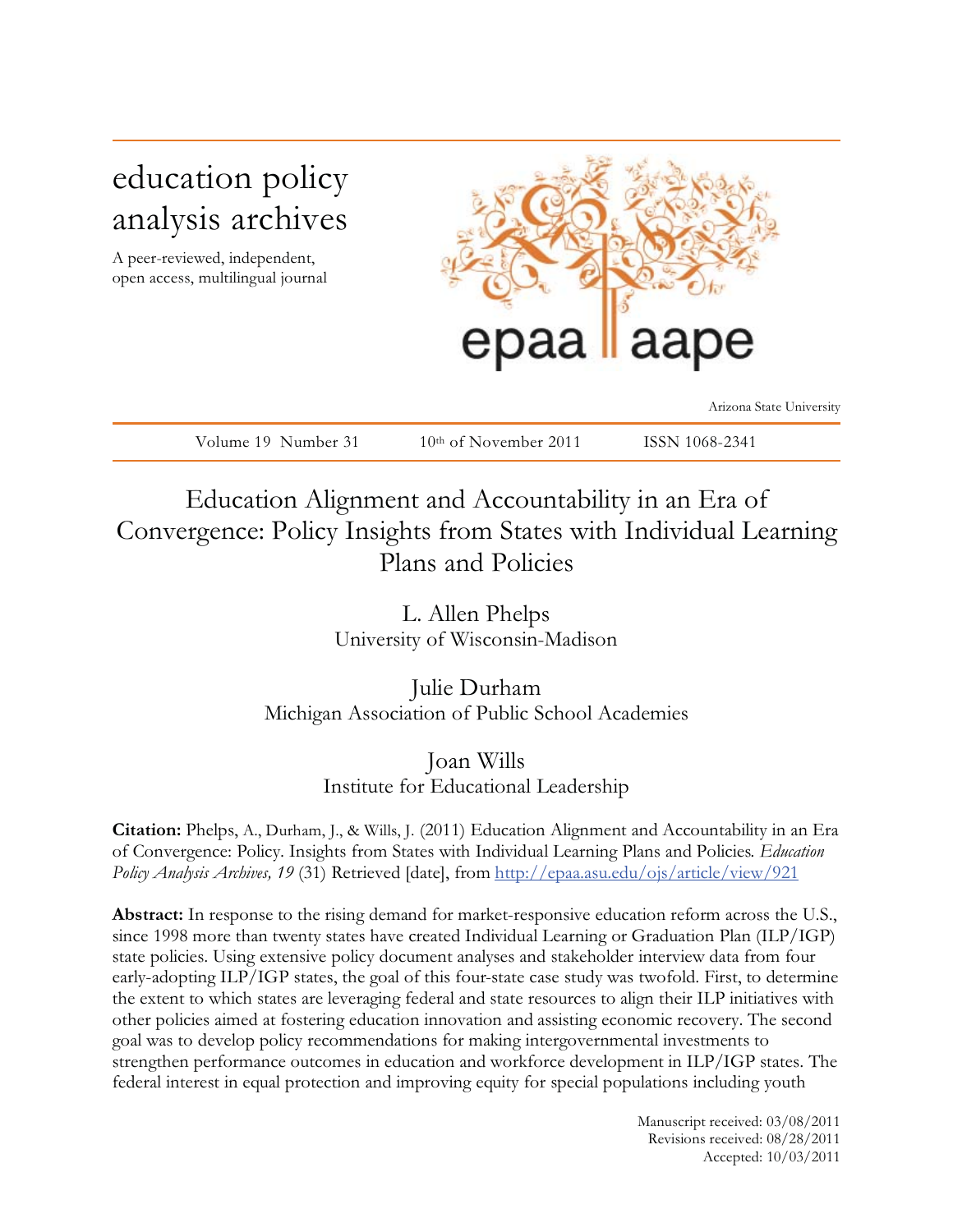# education policy analysis archives

A peer-reviewed, independent, open access, multilingual journal

epaa aape

Arizona State University

Volume 19 Number 31 10th of November 2011 ISSN 1068-2341

# Education Alignment and Accountability in an Era of Convergence: Policy Insights from States with Individual Learning Plans and Policies

L. Allen Phelps
University of Wisconsin-Madison

Julie Durham
Michigan Association of Public School Academies

Joan Wills
Institute for Educational Leadership

**Citation:** Phelps, A., Durham, J., & Wills, J. (2011) Education Alignment and Accountability in an Era of Convergence: Policy. Insights from States with Individual Learning Plans and Policies. *Education Policy Analysis Archives, 19* (31) Retrieved [date], from http://epaa.asu.edu/ojs/article/view/921

**Abstract:** In response to the rising demand for market-responsive education reform across the U.S., since 1998 more than twenty states have created Individual Learning or Graduation Plan (ILP/IGP) state policies. Using extensive policy document analyses and stakeholder interview data from four early-adopting ILP/IGP states, the goal of this four-state case study was twofold. First, to determine the extent to which states are leveraging federal and state resources to align their ILP initiatives with other policies aimed at fostering education innovation and assisting economic recovery. The second goal was to develop policy recommendations for making intergovernmental investments to strengthen performance outcomes in education and workforce development in ILP/IGP states. The federal interest in equal protection and improving equity for special populations including youth

Manuscript received: 03/08/2011
Revisions received: 08/28/2011
Accepted: 10/03/2011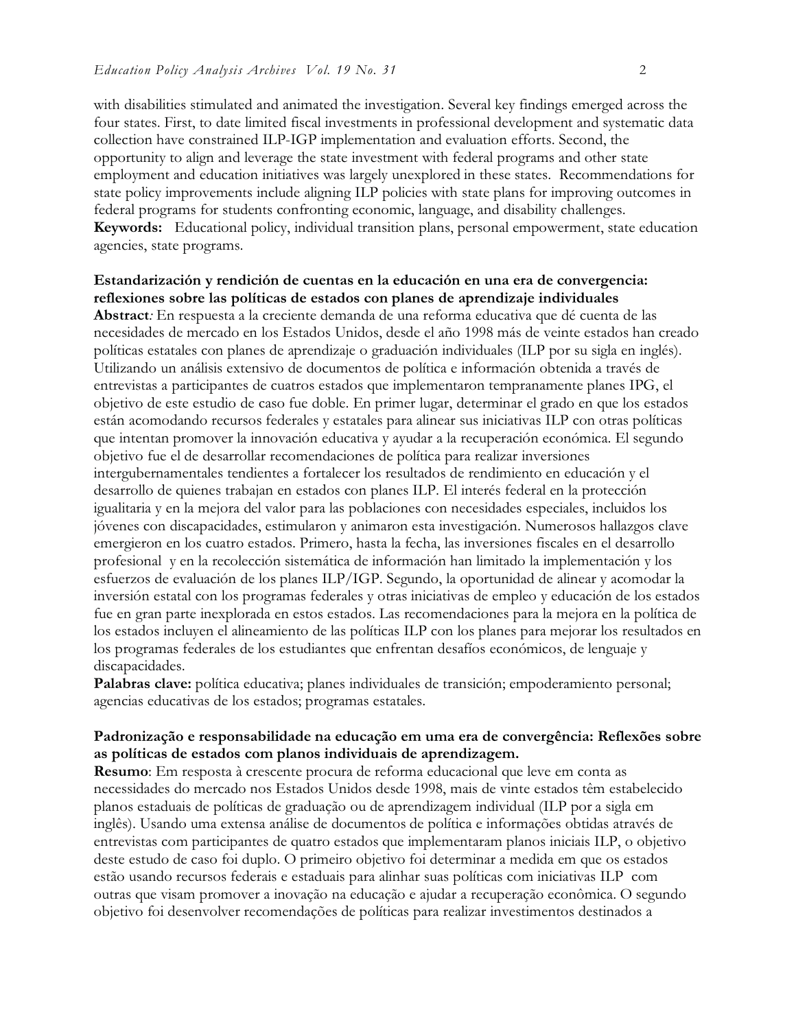with disabilities stimulated and animated the investigation. Several key findings emerged across the four states. First, to date limited fiscal investments in professional development and systematic data collection have constrained ILP-IGP implementation and evaluation efforts. Second, the opportunity to align and leverage the state investment with federal programs and other state employment and education initiatives was largely unexplored in these states. Recommendations for state policy improvements include aligning ILP policies with state plans for improving outcomes in federal programs for students confronting economic, language, and disability challenges.
**Keywords:** Educational policy, individual transition plans, personal empowerment, state education agencies, state programs.

**Estandarización y rendición de cuentas en la educación en una era de convergencia: reflexiones sobre las políticas de estados con planes de aprendizaje individuales**
**Abstract**: En respuesta a la creciente demanda de una reforma educativa que dé cuenta de las necesidades de mercado en los Estados Unidos, desde el año 1998 más de veinte estados han creado políticas estatales con planes de aprendizaje o graduación individuales (ILP por su sigla en inglés). Utilizando un análisis extensivo de documentos de política e información obtenida a través de entrevistas a participantes de cuatros estados que implementaron tempranamente planes IPG, el objetivo de este estudio de caso fue doble. En primer lugar, determinar el grado en que los estados están acomodando recursos federales y estatales para alinear sus iniciativas ILP con otras políticas que intentan promover la innovación educativa y ayudar a la recuperación económica. El segundo objetivo fue el de desarrollar recomendaciones de política para realizar inversiones intergubernamentales tendientes a fortalecer los resultados de rendimiento en educación y el desarrollo de quienes trabajan en estados con planes ILP. El interés federal en la protección igualitaria y en la mejora del valor para las poblaciones con necesidades especiales, incluidos los jóvenes con discapacidades, estimularon y animaron esta investigación. Numerosos hallazgos clave emergieron en los cuatro estados. Primero, hasta la fecha, las inversiones fiscales en el desarrollo profesional y en la recolección sistemática de información han limitado la implementación y los esfuerzos de evaluación de los planes ILP/IGP. Segundo, la oportunidad de alinear y acomodar la inversión estatal con los programas federales y otras iniciativas de empleo y educación de los estados fue en gran parte inexplorada en estos estados. Las recomendaciones para la mejora en la política de los estados incluyen el alineamiento de las políticas ILP con los planes para mejorar los resultados en los programas federales de los estudiantes que enfrentan desafíos económicos, de lenguaje y discapacidades.
**Palabras clave:** política educativa; planes individuales de transición; empoderamiento personal; agencias educativas de los estados; programas estatales.

**Padronização e responsabilidade na educação em uma era de convergência: Reflexões sobre as políticas de estados com planos individuais de aprendizagem.**
**Resumo**: Em resposta à crescente procura de reforma educacional que leve em conta as necessidades do mercado nos Estados Unidos desde 1998, mais de vinte estados têm estabelecido planos estaduais de políticas de graduação ou de aprendizagem individual (ILP por a sigla em inglês). Usando uma extensa análise de documentos de política e informações obtidas através de entrevistas com participantes de quatro estados que implementaram planos iniciais ILP, o objetivo deste estudo de caso foi duplo. O primeiro objetivo foi determinar a medida em que os estados estão usando recursos federais e estaduais para alinhar suas políticas com iniciativas ILP com outras que visam promover a inovação na educação e ajudar a recuperação econômica. O segundo objetivo foi desenvolver recomendações de políticas para realizar investimentos destinados a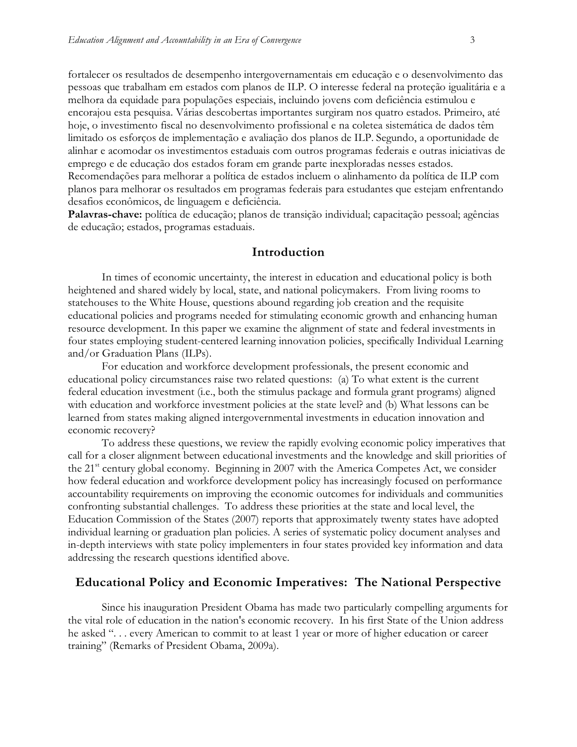fortalecer os resultados de desempenho intergovernamentais em educação e o desenvolvimento das pessoas que trabalham em estados com planos de ILP. O interesse federal na proteção igualitária e a melhora da equidade para populações especiais, incluindo jovens com deficiência estimulou e encorajou esta pesquisa. Várias descobertas importantes surgiram nos quatro estados. Primeiro, até hoje, o investimento fiscal no desenvolvimento profissional e na coletea sistemática de dados têm limitado os esforços de implementação e avaliação dos planos de ILP. Segundo, a oportunidade de alinhar e acomodar os investimentos estaduais com outros programas federais e outras iniciativas de emprego e de educação dos estados foram em grande parte inexploradas nesses estados. Recomendações para melhorar a política de estados incluem o alinhamento da política de ILP com planos para melhorar os resultados em programas federais para estudantes que estejam enfrentando desafios econômicos, de linguagem e deficiência.

**Palavras-chave:** política de educação; planos de transição individual; capacitação pessoal; agências de educação; estados, programas estaduais.

## Introduction

In times of economic uncertainty, the interest in education and educational policy is both heightened and shared widely by local, state, and national policymakers. From living rooms to statehouses to the White House, questions abound regarding job creation and the requisite educational policies and programs needed for stimulating economic growth and enhancing human resource development. In this paper we examine the alignment of state and federal investments in four states employing student-centered learning innovation policies, specifically Individual Learning and/or Graduation Plans (ILPs).

For education and workforce development professionals, the present economic and educational policy circumstances raise two related questions: (a) To what extent is the current federal education investment (i.e., both the stimulus package and formula grant programs) aligned with education and workforce investment policies at the state level? and (b) What lessons can be learned from states making aligned intergovernmental investments in education innovation and economic recovery?

To address these questions, we review the rapidly evolving economic policy imperatives that call for a closer alignment between educational investments and the knowledge and skill priorities of the 21st century global economy. Beginning in 2007 with the America Competes Act, we consider how federal education and workforce development policy has increasingly focused on performance accountability requirements on improving the economic outcomes for individuals and communities confronting substantial challenges. To address these priorities at the state and local level, the Education Commission of the States (2007) reports that approximately twenty states have adopted individual learning or graduation plan policies. A series of systematic policy document analyses and in-depth interviews with state policy implementers in four states provided key information and data addressing the research questions identified above.

## Educational Policy and Economic Imperatives: The National Perspective

Since his inauguration President Obama has made two particularly compelling arguments for the vital role of education in the nation's economic recovery. In his first State of the Union address he asked ". . . every American to commit to at least 1 year or more of higher education or career training" (Remarks of President Obama, 2009a).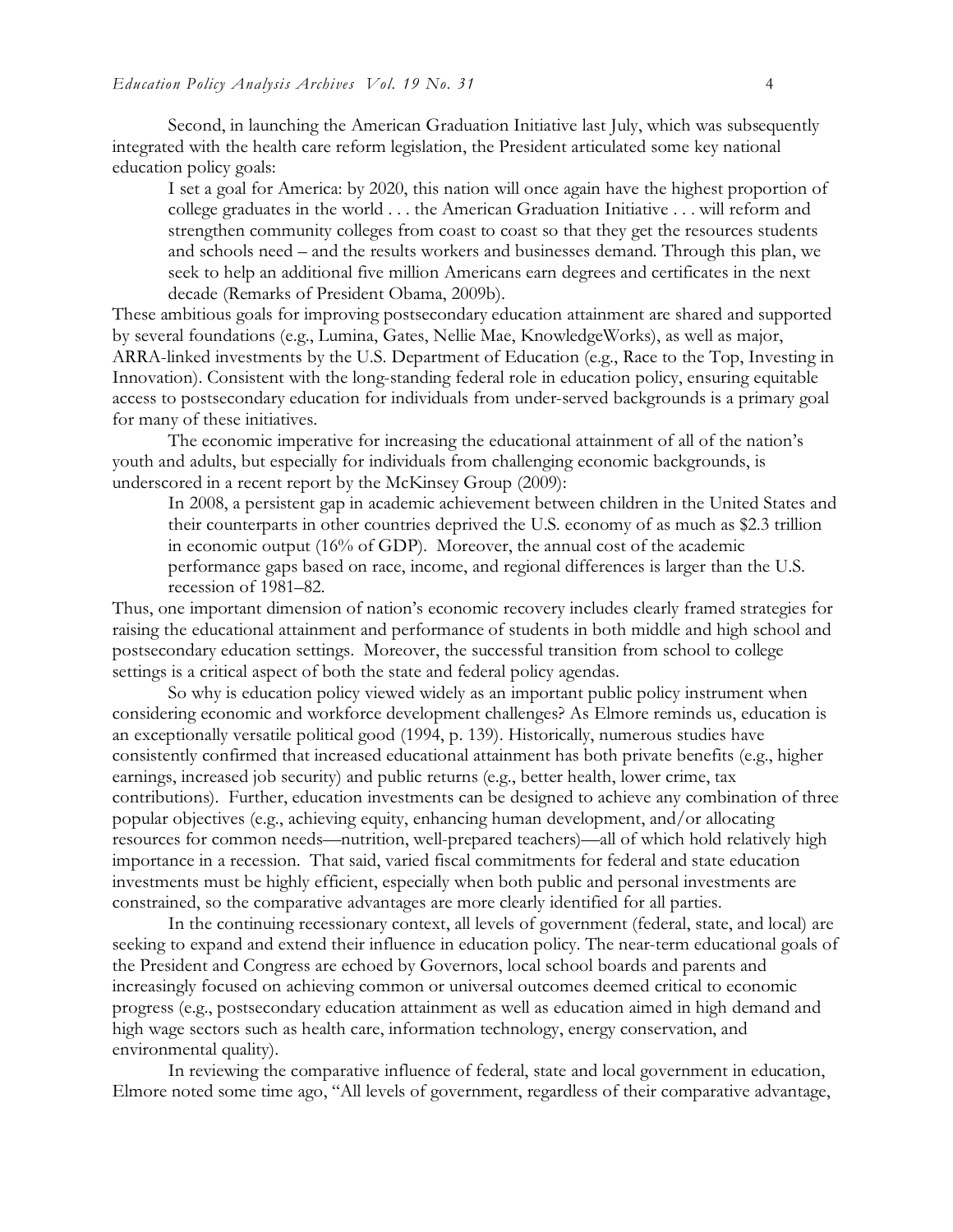Second, in launching the American Graduation Initiative last July, which was subsequently integrated with the health care reform legislation, the President articulated some key national education policy goals:

> I set a goal for America: by 2020, this nation will once again have the highest proportion of college graduates in the world . . . the American Graduation Initiative . . . will reform and strengthen community colleges from coast to coast so that they get the resources students and schools need – and the results workers and businesses demand. Through this plan, we seek to help an additional five million Americans earn degrees and certificates in the next decade (Remarks of President Obama, 2009b).

These ambitious goals for improving postsecondary education attainment are shared and supported by several foundations (e.g., Lumina, Gates, Nellie Mae, KnowledgeWorks), as well as major, ARRA-linked investments by the U.S. Department of Education (e.g., Race to the Top, Investing in Innovation). Consistent with the long-standing federal role in education policy, ensuring equitable access to postsecondary education for individuals from under-served backgrounds is a primary goal for many of these initiatives.

The economic imperative for increasing the educational attainment of all of the nation's youth and adults, but especially for individuals from challenging economic backgrounds, is underscored in a recent report by the McKinsey Group (2009):

> In 2008, a persistent gap in academic achievement between children in the United States and their counterparts in other countries deprived the U.S. economy of as much as $2.3 trillion in economic output (16% of GDP). Moreover, the annual cost of the academic performance gaps based on race, income, and regional differences is larger than the U.S. recession of 1981–82.

Thus, one important dimension of nation's economic recovery includes clearly framed strategies for raising the educational attainment and performance of students in both middle and high school and postsecondary education settings. Moreover, the successful transition from school to college settings is a critical aspect of both the state and federal policy agendas.

So why is education policy viewed widely as an important public policy instrument when considering economic and workforce development challenges? As Elmore reminds us, education is an exceptionally versatile political good (1994, p. 139). Historically, numerous studies have consistently confirmed that increased educational attainment has both private benefits (e.g., higher earnings, increased job security) and public returns (e.g., better health, lower crime, tax contributions). Further, education investments can be designed to achieve any combination of three popular objectives (e.g., achieving equity, enhancing human development, and/or allocating resources for common needs—nutrition, well-prepared teachers)—all of which hold relatively high importance in a recession. That said, varied fiscal commitments for federal and state education investments must be highly efficient, especially when both public and personal investments are constrained, so the comparative advantages are more clearly identified for all parties.

In the continuing recessionary context, all levels of government (federal, state, and local) are seeking to expand and extend their influence in education policy. The near-term educational goals of the President and Congress are echoed by Governors, local school boards and parents and increasingly focused on achieving common or universal outcomes deemed critical to economic progress (e.g., postsecondary education attainment as well as education aimed in high demand and high wage sectors such as health care, information technology, energy conservation, and environmental quality).

In reviewing the comparative influence of federal, state and local government in education, Elmore noted some time ago, "All levels of government, regardless of their comparative advantage,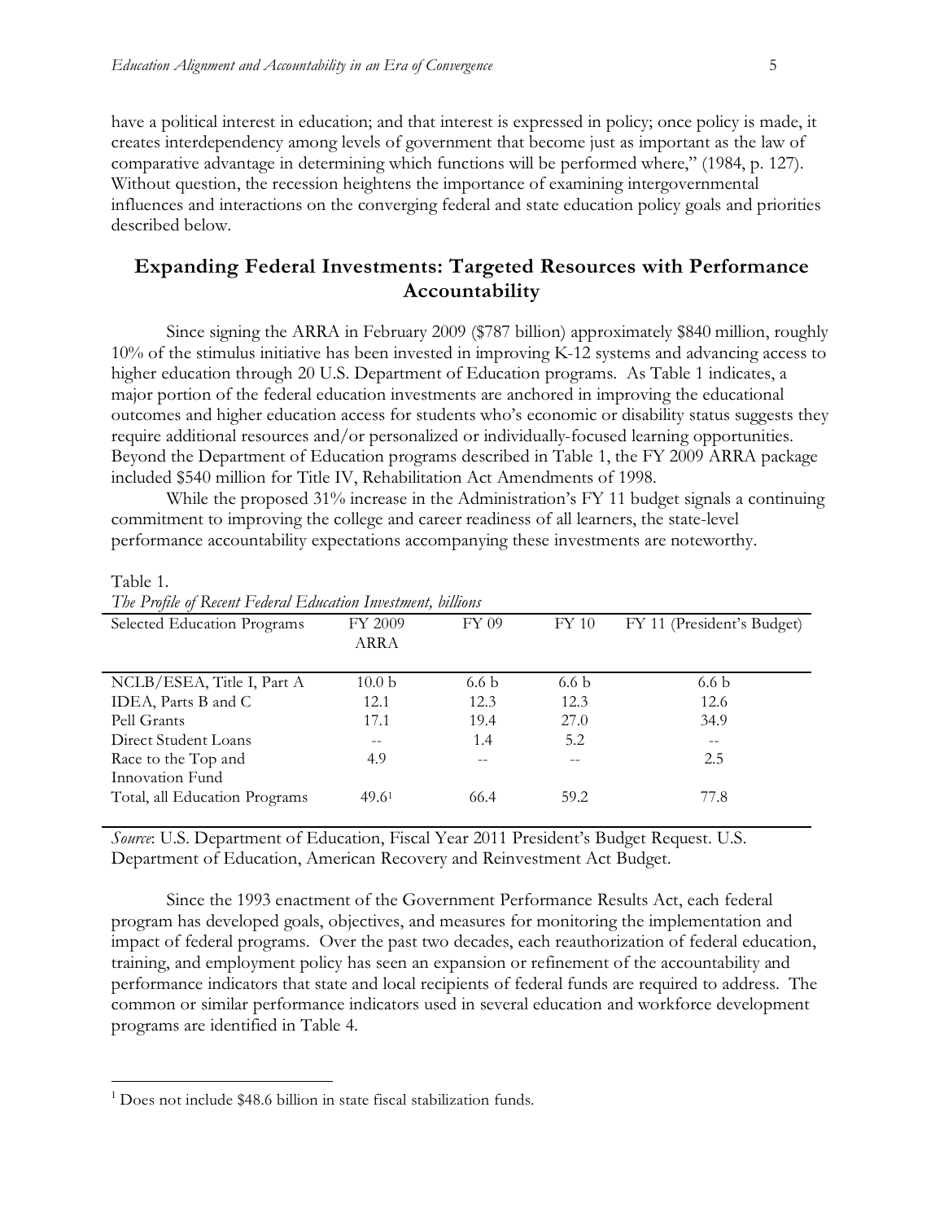have a political interest in education; and that interest is expressed in policy; once policy is made, it creates interdependency among levels of government that become just as important as the law of comparative advantage in determining which functions will be performed where," (1984, p. 127). Without question, the recession heightens the importance of examining intergovernmental influences and interactions on the converging federal and state education policy goals and priorities described below.

## Expanding Federal Investments: Targeted Resources with Performance Accountability

Since signing the ARRA in February 2009 ($787 billion) approximately $840 million, roughly 10% of the stimulus initiative has been invested in improving K-12 systems and advancing access to higher education through 20 U.S. Department of Education programs. As Table 1 indicates, a major portion of the federal education investments are anchored in improving the educational outcomes and higher education access for students who's economic or disability status suggests they require additional resources and/or personalized or individually-focused learning opportunities. Beyond the Department of Education programs described in Table 1, the FY 2009 ARRA package included $540 million for Title IV, Rehabilitation Act Amendments of 1998.

While the proposed 31% increase in the Administration's FY 11 budget signals a continuing commitment to improving the college and career readiness of all learners, the state-level performance accountability expectations accompanying these investments are noteworthy.

Table 1.
*The Profile of Recent Federal Education Investment, billions*

| Selected Education Programs | FY 2009 ARRA | FY 09 | FY 10 | FY 11 (President's Budget) |
|---|---|---|---|---|
| NCLB/ESEA, Title I, Part A | 10.0 b | 6.6 b | 6.6 b | 6.6 b |
| IDEA, Parts B and C | 12.1 | 12.3 | 12.3 | 12.6 |
| Pell Grants | 17.1 | 19.4 | 27.0 | 34.9 |
| Direct Student Loans | -- | 1.4 | 5.2 | -- |
| Race to the Top and Innovation Fund | 4.9 | -- | -- | 2.5 |
| Total, all Education Programs | 49.6[1] | 66.4 | 59.2 | 77.8 |

*Source*: U.S. Department of Education, Fiscal Year 2011 President's Budget Request. U.S. Department of Education, American Recovery and Reinvestment Act Budget.

Since the 1993 enactment of the Government Performance Results Act, each federal program has developed goals, objectives, and measures for monitoring the implementation and impact of federal programs. Over the past two decades, each reauthorization of federal education, training, and employment policy has seen an expansion or refinement of the accountability and performance indicators that state and local recipients of federal funds are required to address. The common or similar performance indicators used in several education and workforce development programs are identified in Table 4.

[1] Does not include $48.6 billion in state fiscal stabilization funds.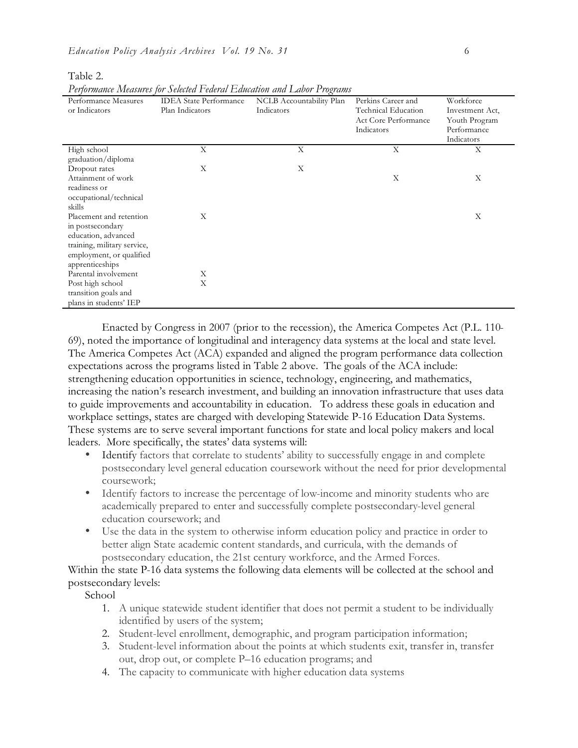Table 2.

*Performance Measures for Selected Federal Education and Labor Programs*

| Performance Measures or Indicators | IDEA State Performance Plan Indicators | NCLB Accountability Plan Indicators | Perkins Career and Technical Education Act Core Performance Indicators | Workforce Investment Act, Youth Program Performance Indicators |
|---|---|---|---|---|
| High school graduation/diploma | X | X | X | X |
| Dropout rates | X | X | | |
| Attainment of work readiness or occupational/technical skills | | | X | X |
| Placement and retention in postsecondary education, advanced training, military service, employment, or qualified apprenticeships | X | | | X |
| Parental involvement | X | | | |
| Post high school transition goals and plans in students' IEP | X | | | |

Enacted by Congress in 2007 (prior to the recession), the America Competes Act (P.L. 110-69), noted the importance of longitudinal and interagency data systems at the local and state level. The America Competes Act (ACA) expanded and aligned the program performance data collection expectations across the programs listed in Table 2 above. The goals of the ACA include: strengthening education opportunities in science, technology, engineering, and mathematics, increasing the nation's research investment, and building an innovation infrastructure that uses data to guide improvements and accountability in education. To address these goals in education and workplace settings, states are charged with developing Statewide P-16 Education Data Systems. These systems are to serve several important functions for state and local policy makers and local leaders. More specifically, the states' data systems will:

- Identify factors that correlate to students' ability to successfully engage in and complete postsecondary level general education coursework without the need for prior developmental coursework;
- Identify factors to increase the percentage of low-income and minority students who are academically prepared to enter and successfully complete postsecondary-level general education coursework; and
- Use the data in the system to otherwise inform education policy and practice in order to better align State academic content standards, and curricula, with the demands of postsecondary education, the 21st century workforce, and the Armed Forces.

Within the state P-16 data systems the following data elements will be collected at the school and postsecondary levels:

School

1. A unique statewide student identifier that does not permit a student to be individually identified by users of the system;
2. Student-level enrollment, demographic, and program participation information;
3. Student-level information about the points at which students exit, transfer in, transfer out, drop out, or complete P–16 education programs; and
4. The capacity to communicate with higher education data systems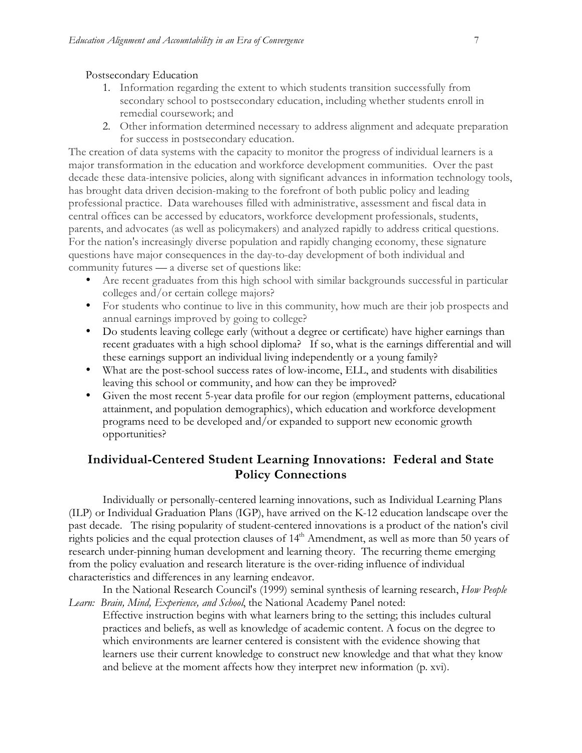Postsecondary Education

1. Information regarding the extent to which students transition successfully from secondary school to postsecondary education, including whether students enroll in remedial coursework; and
2. Other information determined necessary to address alignment and adequate preparation for success in postsecondary education.

The creation of data systems with the capacity to monitor the progress of individual learners is a major transformation in the education and workforce development communities. Over the past decade these data-intensive policies, along with significant advances in information technology tools, has brought data driven decision-making to the forefront of both public policy and leading professional practice. Data warehouses filled with administrative, assessment and fiscal data in central offices can be accessed by educators, workforce development professionals, students, parents, and advocates (as well as policymakers) and analyzed rapidly to address critical questions. For the nation's increasingly diverse population and rapidly changing economy, these signature questions have major consequences in the day-to-day development of both individual and community futures — a diverse set of questions like:

- Are recent graduates from this high school with similar backgrounds successful in particular colleges and/or certain college majors?
- For students who continue to live in this community, how much are their job prospects and annual earnings improved by going to college?
- Do students leaving college early (without a degree or certificate) have higher earnings than recent graduates with a high school diploma? If so, what is the earnings differential and will these earnings support an individual living independently or a young family?
- What are the post-school success rates of low-income, ELL, and students with disabilities leaving this school or community, and how can they be improved?
- Given the most recent 5-year data profile for our region (employment patterns, educational attainment, and population demographics), which education and workforce development programs need to be developed and/or expanded to support new economic growth opportunities?

## Individual-Centered Student Learning Innovations: Federal and State Policy Connections

Individually or personally-centered learning innovations, such as Individual Learning Plans (ILP) or Individual Graduation Plans (IGP), have arrived on the K-12 education landscape over the past decade. The rising popularity of student-centered innovations is a product of the nation's civil rights policies and the equal protection clauses of 14th Amendment, as well as more than 50 years of research under-pinning human development and learning theory. The recurring theme emerging from the policy evaluation and research literature is the over-riding influence of individual characteristics and differences in any learning endeavor.

In the National Research Council's (1999) seminal synthesis of learning research, *How People Learn: Brain, Mind, Experience, and School*, the National Academy Panel noted:

> Effective instruction begins with what learners bring to the setting; this includes cultural practices and beliefs, as well as knowledge of academic content. A focus on the degree to which environments are learner centered is consistent with the evidence showing that learners use their current knowledge to construct new knowledge and that what they know and believe at the moment affects how they interpret new information (p. xvi).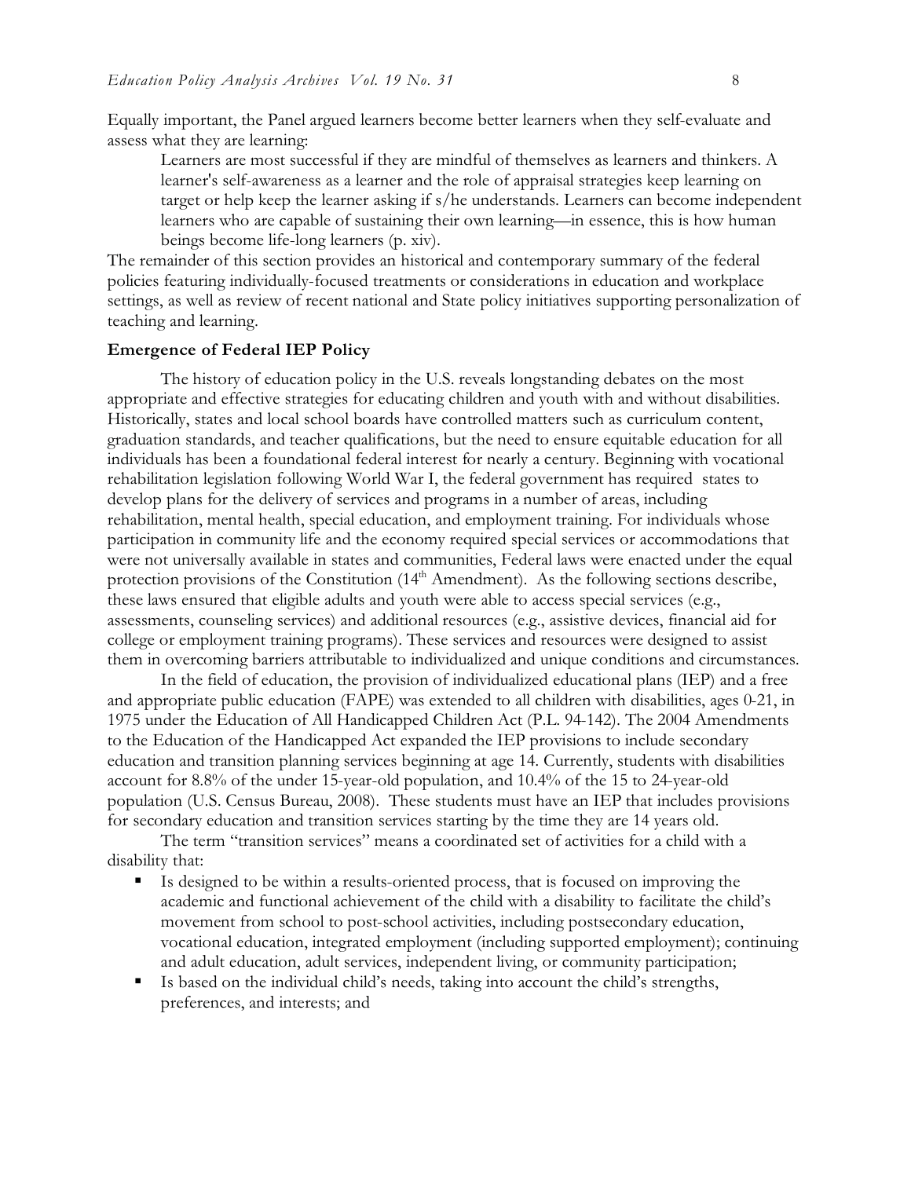Equally important, the Panel argued learners become better learners when they self-evaluate and assess what they are learning:

> Learners are most successful if they are mindful of themselves as learners and thinkers. A learner's self-awareness as a learner and the role of appraisal strategies keep learning on target or help keep the learner asking if s/he understands. Learners can become independent learners who are capable of sustaining their own learning—in essence, this is how human beings become life-long learners (p. xiv).

The remainder of this section provides an historical and contemporary summary of the federal policies featuring individually-focused treatments or considerations in education and workplace settings, as well as review of recent national and State policy initiatives supporting personalization of teaching and learning.

**Emergence of Federal IEP Policy**

The history of education policy in the U.S. reveals longstanding debates on the most appropriate and effective strategies for educating children and youth with and without disabilities. Historically, states and local school boards have controlled matters such as curriculum content, graduation standards, and teacher qualifications, but the need to ensure equitable education for all individuals has been a foundational federal interest for nearly a century. Beginning with vocational rehabilitation legislation following World War I, the federal government has required states to develop plans for the delivery of services and programs in a number of areas, including rehabilitation, mental health, special education, and employment training. For individuals whose participation in community life and the economy required special services or accommodations that were not universally available in states and communities, Federal laws were enacted under the equal protection provisions of the Constitution (14th Amendment). As the following sections describe, these laws ensured that eligible adults and youth were able to access special services (e.g., assessments, counseling services) and additional resources (e.g., assistive devices, financial aid for college or employment training programs). These services and resources were designed to assist them in overcoming barriers attributable to individualized and unique conditions and circumstances.

In the field of education, the provision of individualized educational plans (IEP) and a free and appropriate public education (FAPE) was extended to all children with disabilities, ages 0-21, in 1975 under the Education of All Handicapped Children Act (P.L. 94-142). The 2004 Amendments to the Education of the Handicapped Act expanded the IEP provisions to include secondary education and transition planning services beginning at age 14. Currently, students with disabilities account for 8.8% of the under 15-year-old population, and 10.4% of the 15 to 24-year-old population (U.S. Census Bureau, 2008). These students must have an IEP that includes provisions for secondary education and transition services starting by the time they are 14 years old.

The term "transition services" means a coordinated set of activities for a child with a disability that:

- Is designed to be within a results-oriented process, that is focused on improving the academic and functional achievement of the child with a disability to facilitate the child's movement from school to post-school activities, including postsecondary education, vocational education, integrated employment (including supported employment); continuing and adult education, adult services, independent living, or community participation;
- Is based on the individual child's needs, taking into account the child's strengths, preferences, and interests; and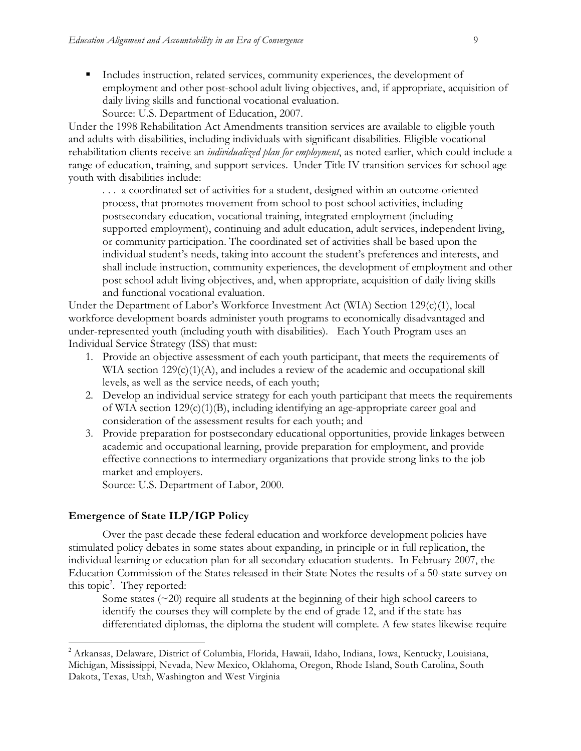- Includes instruction, related services, community experiences, the development of employment and other post-school adult living objectives, and, if appropriate, acquisition of daily living skills and functional vocational evaluation.

  Source: U.S. Department of Education, 2007.

Under the 1998 Rehabilitation Act Amendments transition services are available to eligible youth and adults with disabilities, including individuals with significant disabilities. Eligible vocational rehabilitation clients receive an *individualized plan for employment*, as noted earlier, which could include a range of education, training, and support services. Under Title IV transition services for school age youth with disabilities include:

> . . . a coordinated set of activities for a student, designed within an outcome-oriented process, that promotes movement from school to post school activities, including postsecondary education, vocational training, integrated employment (including supported employment), continuing and adult education, adult services, independent living, or community participation. The coordinated set of activities shall be based upon the individual student's needs, taking into account the student's preferences and interests, and shall include instruction, community experiences, the development of employment and other post school adult living objectives, and, when appropriate, acquisition of daily living skills and functional vocational evaluation.

Under the Department of Labor's Workforce Investment Act (WIA) Section 129(c)(1), local workforce development boards administer youth programs to economically disadvantaged and under-represented youth (including youth with disabilities). Each Youth Program uses an Individual Service Strategy (ISS) that must:

1. Provide an objective assessment of each youth participant, that meets the requirements of WIA section 129(c)(1)(A), and includes a review of the academic and occupational skill levels, as well as the service needs, of each youth;
2. Develop an individual service strategy for each youth participant that meets the requirements of WIA section 129(c)(1)(B), including identifying an age-appropriate career goal and consideration of the assessment results for each youth; and
3. Provide preparation for postsecondary educational opportunities, provide linkages between academic and occupational learning, provide preparation for employment, and provide effective connections to intermediary organizations that provide strong links to the job market and employers.

   Source: U.S. Department of Labor, 2000.

### Emergence of State ILP/IGP Policy

Over the past decade these federal education and workforce development policies have stimulated policy debates in some states about expanding, in principle or in full replication, the individual learning or education plan for all secondary education students. In February 2007, the Education Commission of the States released in their State Notes the results of a 50-state survey on this topic[2]. They reported:

> Some states (~20) require all students at the beginning of their high school careers to identify the courses they will complete by the end of grade 12, and if the state has differentiated diplomas, the diploma the student will complete. A few states likewise require

---

[2] Arkansas, Delaware, District of Columbia, Florida, Hawaii, Idaho, Indiana, Iowa, Kentucky, Louisiana, Michigan, Mississippi, Nevada, New Mexico, Oklahoma, Oregon, Rhode Island, South Carolina, South Dakota, Texas, Utah, Washington and West Virginia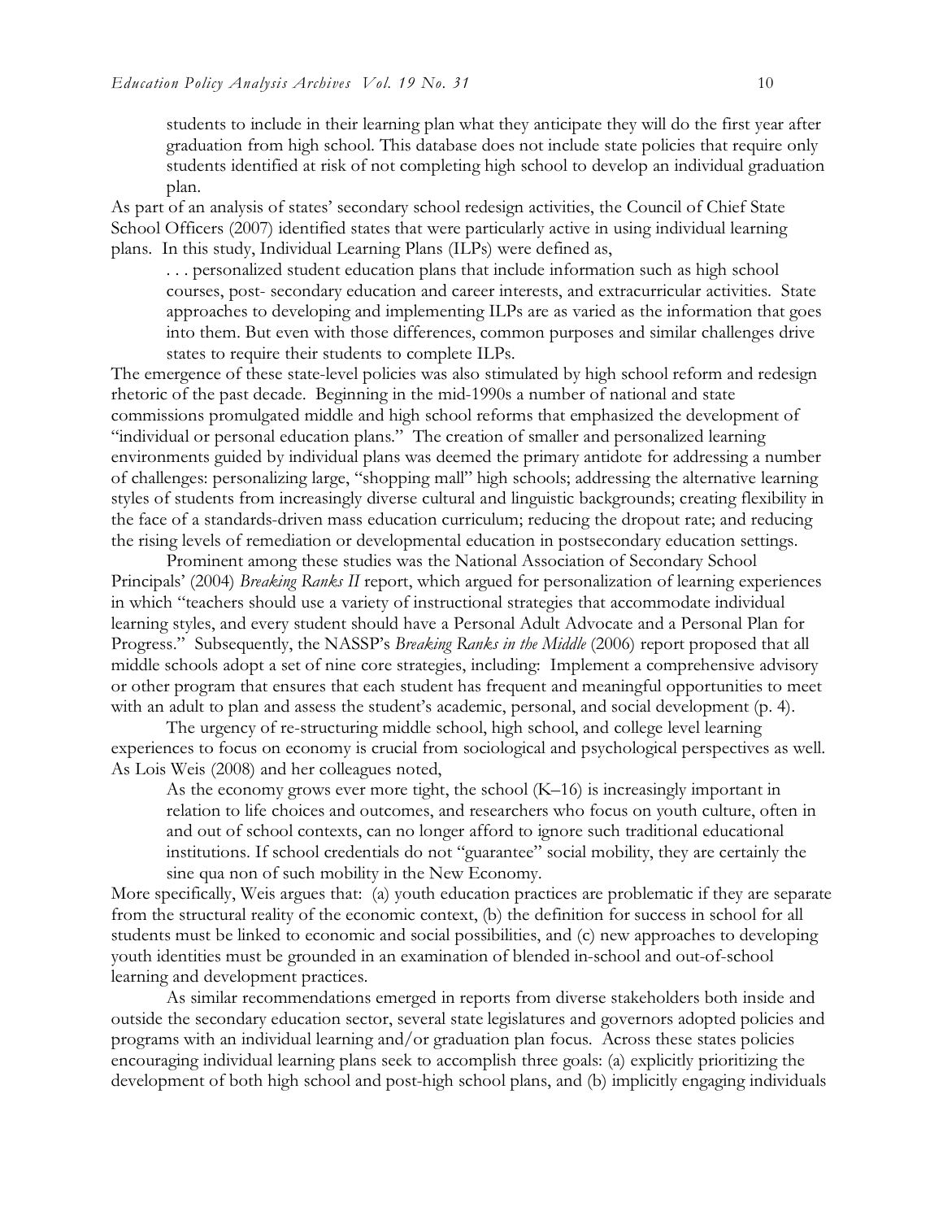> students to include in their learning plan what they anticipate they will do the first year after graduation from high school. This database does not include state policies that require only students identified at risk of not completing high school to develop an individual graduation plan.

As part of an analysis of states' secondary school redesign activities, the Council of Chief State School Officers (2007) identified states that were particularly active in using individual learning plans. In this study, Individual Learning Plans (ILPs) were defined as,

> . . . personalized student education plans that include information such as high school courses, post- secondary education and career interests, and extracurricular activities. State approaches to developing and implementing ILPs are as varied as the information that goes into them. But even with those differences, common purposes and similar challenges drive states to require their students to complete ILPs.

The emergence of these state-level policies was also stimulated by high school reform and redesign rhetoric of the past decade. Beginning in the mid-1990s a number of national and state commissions promulgated middle and high school reforms that emphasized the development of "individual or personal education plans." The creation of smaller and personalized learning environments guided by individual plans was deemed the primary antidote for addressing a number of challenges: personalizing large, "shopping mall" high schools; addressing the alternative learning styles of students from increasingly diverse cultural and linguistic backgrounds; creating flexibility in the face of a standards-driven mass education curriculum; reducing the dropout rate; and reducing the rising levels of remediation or developmental education in postsecondary education settings.

Prominent among these studies was the National Association of Secondary School Principals' (2004) *Breaking Ranks II* report, which argued for personalization of learning experiences in which "teachers should use a variety of instructional strategies that accommodate individual learning styles, and every student should have a Personal Adult Advocate and a Personal Plan for Progress." Subsequently, the NASSP's *Breaking Ranks in the Middle* (2006) report proposed that all middle schools adopt a set of nine core strategies, including: Implement a comprehensive advisory or other program that ensures that each student has frequent and meaningful opportunities to meet with an adult to plan and assess the student's academic, personal, and social development (p. 4).

The urgency of re-structuring middle school, high school, and college level learning experiences to focus on economy is crucial from sociological and psychological perspectives as well. As Lois Weis (2008) and her colleagues noted,

> As the economy grows ever more tight, the school (K–16) is increasingly important in relation to life choices and outcomes, and researchers who focus on youth culture, often in and out of school contexts, can no longer afford to ignore such traditional educational institutions. If school credentials do not "guarantee" social mobility, they are certainly the sine qua non of such mobility in the New Economy.

More specifically, Weis argues that: (a) youth education practices are problematic if they are separate from the structural reality of the economic context, (b) the definition for success in school for all students must be linked to economic and social possibilities, and (c) new approaches to developing youth identities must be grounded in an examination of blended in-school and out-of-school learning and development practices.

As similar recommendations emerged in reports from diverse stakeholders both inside and outside the secondary education sector, several state legislatures and governors adopted policies and programs with an individual learning and/or graduation plan focus. Across these states policies encouraging individual learning plans seek to accomplish three goals: (a) explicitly prioritizing the development of both high school and post-high school plans, and (b) implicitly engaging individuals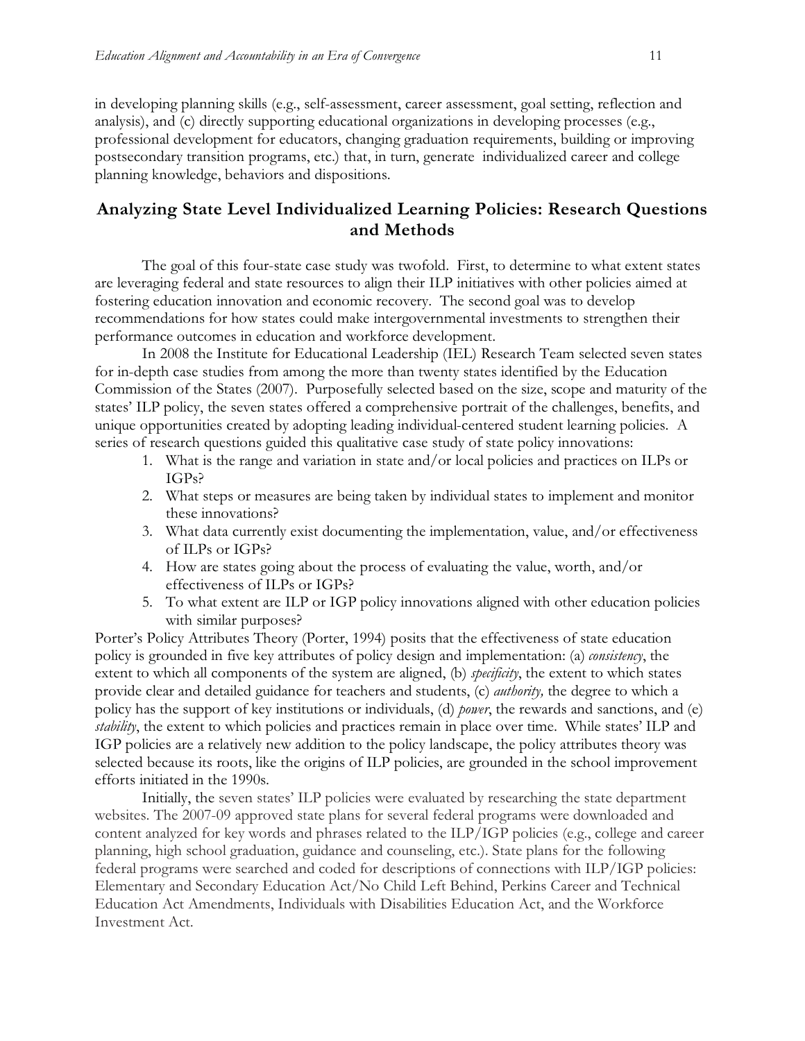in developing planning skills (e.g., self-assessment, career assessment, goal setting, reflection and analysis), and (c) directly supporting educational organizations in developing processes (e.g., professional development for educators, changing graduation requirements, building or improving postsecondary transition programs, etc.) that, in turn, generate individualized career and college planning knowledge, behaviors and dispositions.

## Analyzing State Level Individualized Learning Policies: Research Questions and Methods

The goal of this four-state case study was twofold. First, to determine to what extent states are leveraging federal and state resources to align their ILP initiatives with other policies aimed at fostering education innovation and economic recovery. The second goal was to develop recommendations for how states could make intergovernmental investments to strengthen their performance outcomes in education and workforce development.

In 2008 the Institute for Educational Leadership (IEL) Research Team selected seven states for in-depth case studies from among the more than twenty states identified by the Education Commission of the States (2007). Purposefully selected based on the size, scope and maturity of the states' ILP policy, the seven states offered a comprehensive portrait of the challenges, benefits, and unique opportunities created by adopting leading individual-centered student learning policies. A series of research questions guided this qualitative case study of state policy innovations:

1. What is the range and variation in state and/or local policies and practices on ILPs or IGPs?
2. What steps or measures are being taken by individual states to implement and monitor these innovations?
3. What data currently exist documenting the implementation, value, and/or effectiveness of ILPs or IGPs?
4. How are states going about the process of evaluating the value, worth, and/or effectiveness of ILPs or IGPs?
5. To what extent are ILP or IGP policy innovations aligned with other education policies with similar purposes?

Porter's Policy Attributes Theory (Porter, 1994) posits that the effectiveness of state education policy is grounded in five key attributes of policy design and implementation: (a) *consistency*, the extent to which all components of the system are aligned, (b) *specificity*, the extent to which states provide clear and detailed guidance for teachers and students, (c) *authority,* the degree to which a policy has the support of key institutions or individuals, (d) *power*, the rewards and sanctions, and (e) *stability*, the extent to which policies and practices remain in place over time. While states' ILP and IGP policies are a relatively new addition to the policy landscape, the policy attributes theory was selected because its roots, like the origins of ILP policies, are grounded in the school improvement efforts initiated in the 1990s.

Initially, the seven states' ILP policies were evaluated by researching the state department websites. The 2007-09 approved state plans for several federal programs were downloaded and content analyzed for key words and phrases related to the ILP/IGP policies (e.g., college and career planning, high school graduation, guidance and counseling, etc.). State plans for the following federal programs were searched and coded for descriptions of connections with ILP/IGP policies: Elementary and Secondary Education Act/No Child Left Behind, Perkins Career and Technical Education Act Amendments, Individuals with Disabilities Education Act, and the Workforce Investment Act.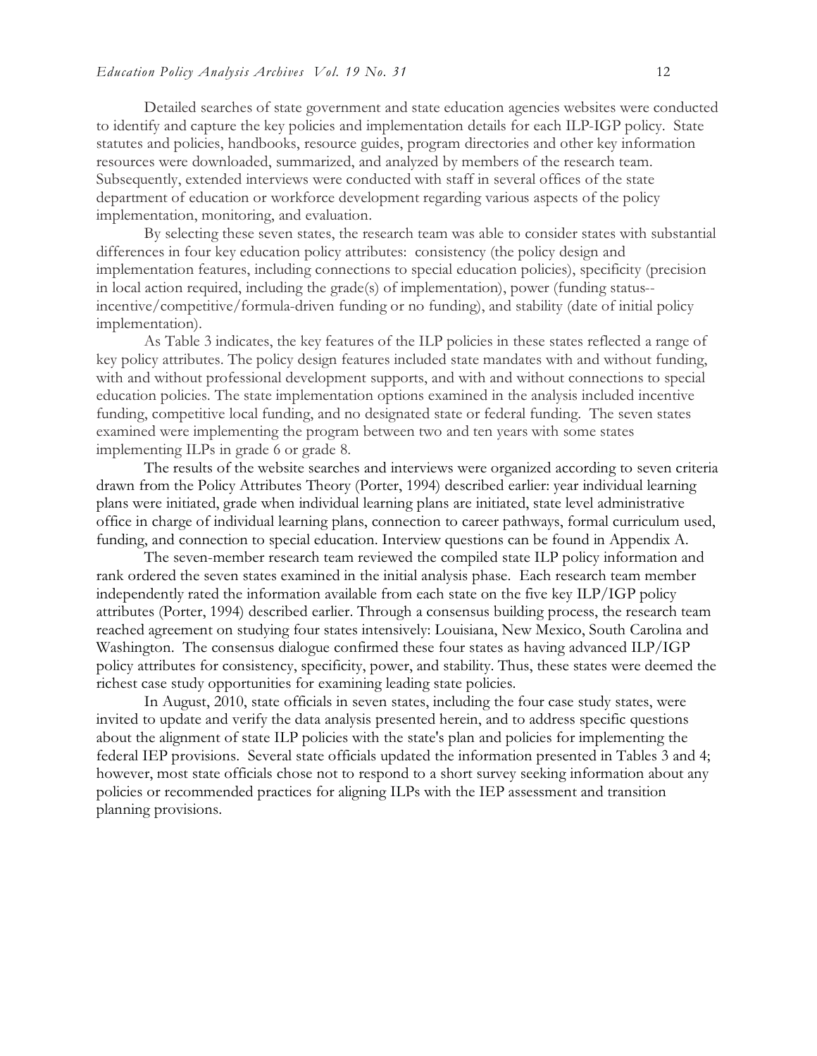Detailed searches of state government and state education agencies websites were conducted to identify and capture the key policies and implementation details for each ILP-IGP policy. State statutes and policies, handbooks, resource guides, program directories and other key information resources were downloaded, summarized, and analyzed by members of the research team. Subsequently, extended interviews were conducted with staff in several offices of the state department of education or workforce development regarding various aspects of the policy implementation, monitoring, and evaluation.

By selecting these seven states, the research team was able to consider states with substantial differences in four key education policy attributes: consistency (the policy design and implementation features, including connections to special education policies), specificity (precision in local action required, including the grade(s) of implementation), power (funding status--incentive/competitive/formula-driven funding or no funding), and stability (date of initial policy implementation).

As Table 3 indicates, the key features of the ILP policies in these states reflected a range of key policy attributes. The policy design features included state mandates with and without funding, with and without professional development supports, and with and without connections to special education policies. The state implementation options examined in the analysis included incentive funding, competitive local funding, and no designated state or federal funding. The seven states examined were implementing the program between two and ten years with some states implementing ILPs in grade 6 or grade 8.

The results of the website searches and interviews were organized according to seven criteria drawn from the Policy Attributes Theory (Porter, 1994) described earlier: year individual learning plans were initiated, grade when individual learning plans are initiated, state level administrative office in charge of individual learning plans, connection to career pathways, formal curriculum used, funding, and connection to special education. Interview questions can be found in Appendix A.

The seven-member research team reviewed the compiled state ILP policy information and rank ordered the seven states examined in the initial analysis phase. Each research team member independently rated the information available from each state on the five key ILP/IGP policy attributes (Porter, 1994) described earlier. Through a consensus building process, the research team reached agreement on studying four states intensively: Louisiana, New Mexico, South Carolina and Washington. The consensus dialogue confirmed these four states as having advanced ILP/IGP policy attributes for consistency, specificity, power, and stability. Thus, these states were deemed the richest case study opportunities for examining leading state policies.

In August, 2010, state officials in seven states, including the four case study states, were invited to update and verify the data analysis presented herein, and to address specific questions about the alignment of state ILP policies with the state's plan and policies for implementing the federal IEP provisions. Several state officials updated the information presented in Tables 3 and 4; however, most state officials chose not to respond to a short survey seeking information about any policies or recommended practices for aligning ILPs with the IEP assessment and transition planning provisions.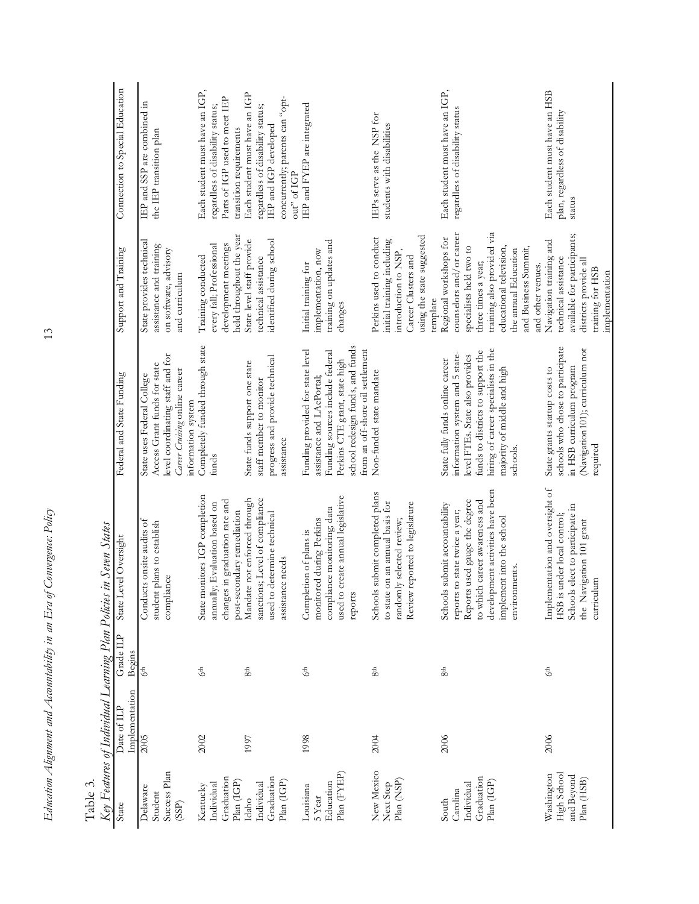Table 3.

*Key Features of Individual Learning Plan Policies in Seven States*

| State | Date of ILP Implementation | Grade ILP Begins | State Level Oversight | Federal and State Funding | Support and Training | Connection to Special Education |
|---|---|---|---|---|---|---|
| Delaware Student Success Plan (SSP) | 2005 | 6th | Conducts onsite audits of student plans to establish compliance | State uses Federal College Access Grant funds for state level coordinating staff and for *Career Cruising* online career information system | State provides technical assistance and training on software, advisory and curriculum | IEP and SSP are combined in the IEP transition plan |
| Kentucky Individual Graduation Plan (IGP) | 2002 | 6th | State monitors IGP completion annually; Evaluation based on changes in graduation rate and post-secondary remediation | Completely funded through state funds | Training conducted every fall; Professional development meetings held throughout the year | Each student must have an IGP, regardless of disability status; Parts of IGP used to meet IEP transition requirements |
| Idaho Individual Graduation Plan (IGP) | 1997 | 8th | Mandate not enforced through sanctions; Level of compliance used to determine technical assistance needs | State funds support one state staff member to monitor progress and provide technical assistance | State level staff provide technical assistance identified during school | Each student must have an IGP regardless of disability status; IEP and IGP developed concurrently; parents can "opt-out" of IGP |
| Louisiana 5 Year Education Plan (FYEP) | 1998 | 6th | Completion of plans is monitored during Perkins compliance monitoring, data used to create annual legislative reports | Funding provided for state level assistance and LAePortal; Funding sources include federal Perkins CTE grant, state high school redesign funds, and funds from an off-shore oil settlement | Initial training for implementation, now training on updates and changes | IEP and FYEP are integrated |
| New Mexico Next Step Plan (NSP) | 2004 | 8th | Schools submit completed plans to state on an annual basis for randomly selected review; Review reported to legislature | Non-funded state mandate | Perkins used to conduct initial training including introduction to NSP, Career Clusters and using the state suggested template | IEPs serve as the NSP for students with disabilities |
| South Carolina Individual Graduation Plan (IGP) | 2006 | 8th | Schools submit accountability reports to state twice a year; Reports used gauge the degree to which career awareness and development activities have been implement into the school environments. | State fully funds online career information system and 5 state-level FTEs. State also provides funds to districts to support the hiring of career specialists in the majority of middle and high schools. | Regional workshops for counselors and/or career specialists held two to three times a year; training also provided via educational television, the annual Education and Business Summit, and other venues. | Each student must have an IGP, regardless of disability status |
| Washington High School and Beyond Plan (HSB) | 2006 | 6th | Implementation and oversight of HSB is under local control; Schools elect to participate in the Navigation 101 grant curriculum | State grants startup costs to schools who chose to participate in HSB curriculum program (Navigation101); curriculum not required | Navigation training and technical assistance available for participants; districts provide all training for HSB implementation | Each student must have an HSB plan, regardless of disability status |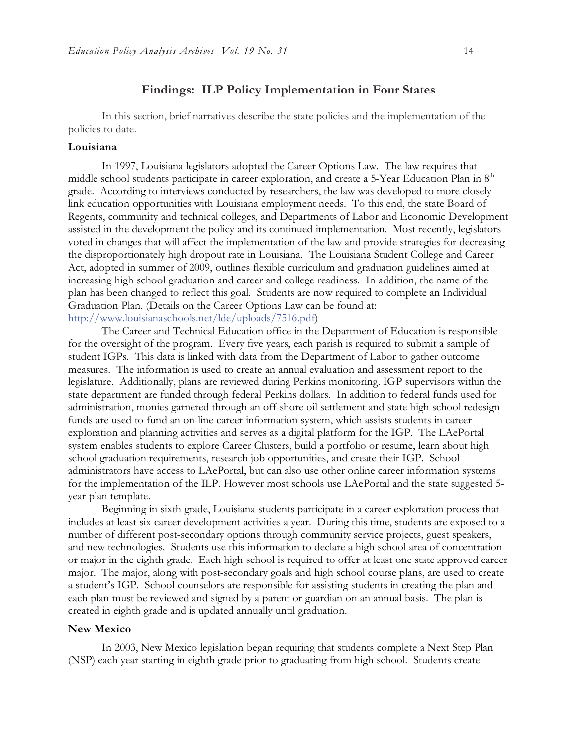## Findings: ILP Policy Implementation in Four States

In this section, brief narratives describe the state policies and the implementation of the policies to date.

### Louisiana

In 1997, Louisiana legislators adopted the Career Options Law. The law requires that middle school students participate in career exploration, and create a 5-Year Education Plan in 8th grade. According to interviews conducted by researchers, the law was developed to more closely link education opportunities with Louisiana employment needs. To this end, the state Board of Regents, community and technical colleges, and Departments of Labor and Economic Development assisted in the development the policy and its continued implementation. Most recently, legislators voted in changes that will affect the implementation of the law and provide strategies for decreasing the disproportionately high dropout rate in Louisiana. The Louisiana Student College and Career Act, adopted in summer of 2009, outlines flexible curriculum and graduation guidelines aimed at increasing high school graduation and career and college readiness. In addition, the name of the plan has been changed to reflect this goal. Students are now required to complete an Individual Graduation Plan. (Details on the Career Options Law can be found at: http://www.louisianaschools.net/lde/uploads/7516.pdf)

The Career and Technical Education office in the Department of Education is responsible for the oversight of the program. Every five years, each parish is required to submit a sample of student IGPs. This data is linked with data from the Department of Labor to gather outcome measures. The information is used to create an annual evaluation and assessment report to the legislature. Additionally, plans are reviewed during Perkins monitoring. IGP supervisors within the state department are funded through federal Perkins dollars. In addition to federal funds used for administration, monies garnered through an off-shore oil settlement and state high school redesign funds are used to fund an on-line career information system, which assists students in career exploration and planning activities and serves as a digital platform for the IGP. The LAePortal system enables students to explore Career Clusters, build a portfolio or resume, learn about high school graduation requirements, research job opportunities, and create their IGP. School administrators have access to LAePortal, but can also use other online career information systems for the implementation of the ILP. However most schools use LAePortal and the state suggested 5-year plan template.

Beginning in sixth grade, Louisiana students participate in a career exploration process that includes at least six career development activities a year. During this time, students are exposed to a number of different post-secondary options through community service projects, guest speakers, and new technologies. Students use this information to declare a high school area of concentration or major in the eighth grade. Each high school is required to offer at least one state approved career major. The major, along with post-secondary goals and high school course plans, are used to create a student's IGP. School counselors are responsible for assisting students in creating the plan and each plan must be reviewed and signed by a parent or guardian on an annual basis. The plan is created in eighth grade and is updated annually until graduation.

### New Mexico

In 2003, New Mexico legislation began requiring that students complete a Next Step Plan (NSP) each year starting in eighth grade prior to graduating from high school. Students create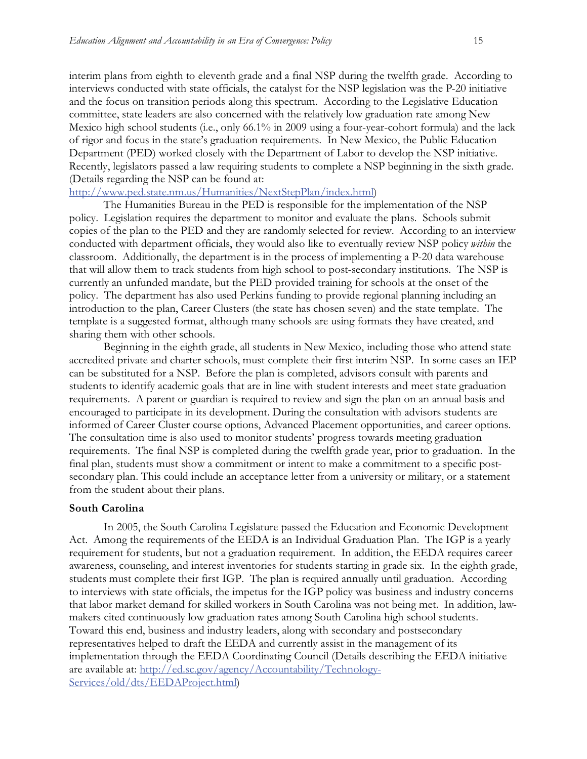interim plans from eighth to eleventh grade and a final NSP during the twelfth grade. According to interviews conducted with state officials, the catalyst for the NSP legislation was the P-20 initiative and the focus on transition periods along this spectrum. According to the Legislative Education committee, state leaders are also concerned with the relatively low graduation rate among New Mexico high school students (i.e., only 66.1% in 2009 using a four-year-cohort formula) and the lack of rigor and focus in the state's graduation requirements. In New Mexico, the Public Education Department (PED) worked closely with the Department of Labor to develop the NSP initiative. Recently, legislators passed a law requiring students to complete a NSP beginning in the sixth grade. (Details regarding the NSP can be found at: http://www.ped.state.nm.us/Humanities/NextStepPlan/index.html)

The Humanities Bureau in the PED is responsible for the implementation of the NSP policy. Legislation requires the department to monitor and evaluate the plans. Schools submit copies of the plan to the PED and they are randomly selected for review. According to an interview conducted with department officials, they would also like to eventually review NSP policy *within* the classroom. Additionally, the department is in the process of implementing a P-20 data warehouse that will allow them to track students from high school to post-secondary institutions. The NSP is currently an unfunded mandate, but the PED provided training for schools at the onset of the policy. The department has also used Perkins funding to provide regional planning including an introduction to the plan, Career Clusters (the state has chosen seven) and the state template. The template is a suggested format, although many schools are using formats they have created, and sharing them with other schools.

Beginning in the eighth grade, all students in New Mexico, including those who attend state accredited private and charter schools, must complete their first interim NSP. In some cases an IEP can be substituted for a NSP. Before the plan is completed, advisors consult with parents and students to identify academic goals that are in line with student interests and meet state graduation requirements. A parent or guardian is required to review and sign the plan on an annual basis and encouraged to participate in its development. During the consultation with advisors students are informed of Career Cluster course options, Advanced Placement opportunities, and career options. The consultation time is also used to monitor students' progress towards meeting graduation requirements. The final NSP is completed during the twelfth grade year, prior to graduation. In the final plan, students must show a commitment or intent to make a commitment to a specific post-secondary plan. This could include an acceptance letter from a university or military, or a statement from the student about their plans.

**South Carolina**

In 2005, the South Carolina Legislature passed the Education and Economic Development Act. Among the requirements of the EEDA is an Individual Graduation Plan. The IGP is a yearly requirement for students, but not a graduation requirement. In addition, the EEDA requires career awareness, counseling, and interest inventories for students starting in grade six. In the eighth grade, students must complete their first IGP. The plan is required annually until graduation. According to interviews with state officials, the impetus for the IGP policy was business and industry concerns that labor market demand for skilled workers in South Carolina was not being met. In addition, law-makers cited continuously low graduation rates among South Carolina high school students. Toward this end, business and industry leaders, along with secondary and postsecondary representatives helped to draft the EEDA and currently assist in the management of its implementation through the EEDA Coordinating Council (Details describing the EEDA initiative are available at: http://ed.sc.gov/agency/Accountability/Technology-Services/old/dts/EEDAProject.html)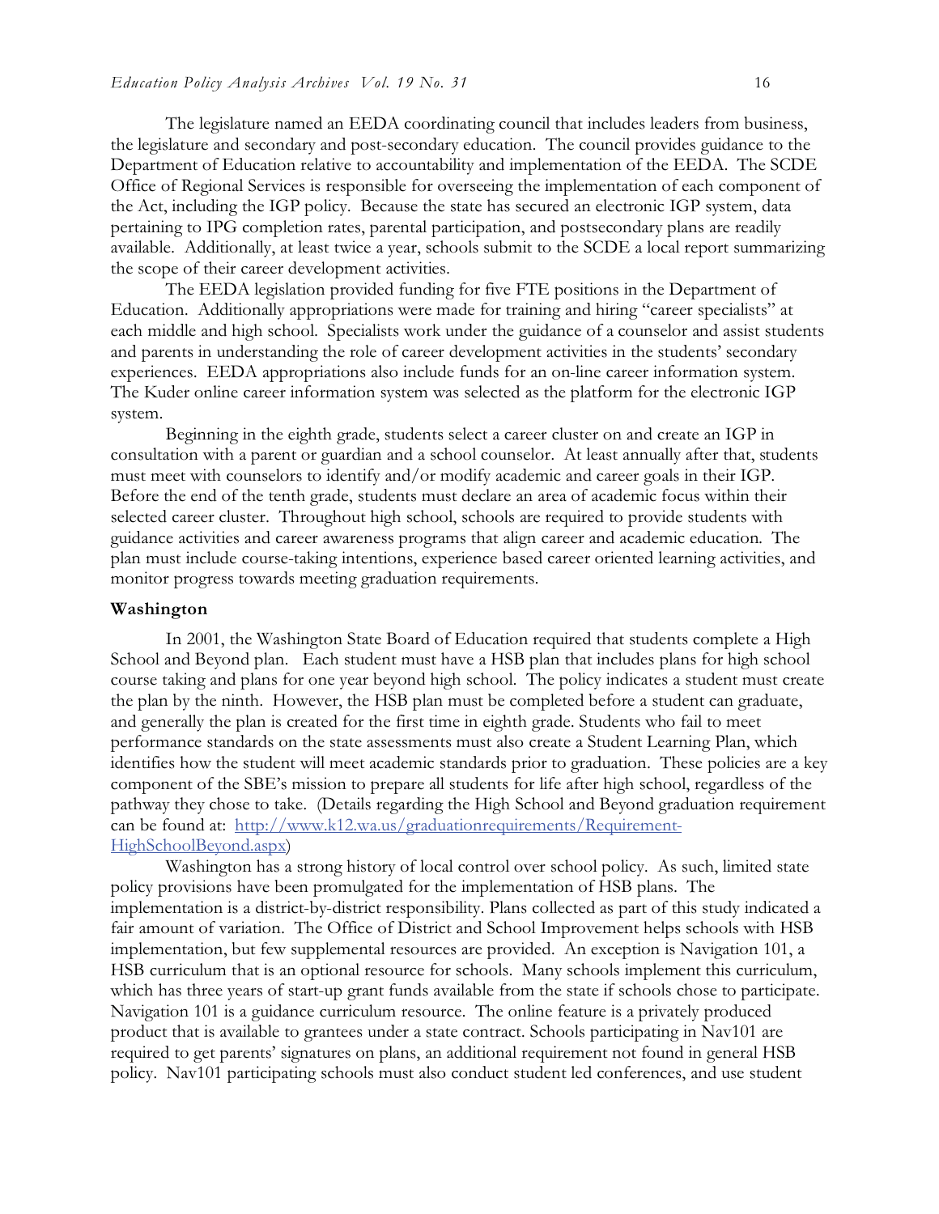The legislature named an EEDA coordinating council that includes leaders from business, the legislature and secondary and post-secondary education. The council provides guidance to the Department of Education relative to accountability and implementation of the EEDA. The SCDE Office of Regional Services is responsible for overseeing the implementation of each component of the Act, including the IGP policy. Because the state has secured an electronic IGP system, data pertaining to IPG completion rates, parental participation, and postsecondary plans are readily available. Additionally, at least twice a year, schools submit to the SCDE a local report summarizing the scope of their career development activities.

The EEDA legislation provided funding for five FTE positions in the Department of Education. Additionally appropriations were made for training and hiring "career specialists" at each middle and high school. Specialists work under the guidance of a counselor and assist students and parents in understanding the role of career development activities in the students' secondary experiences. EEDA appropriations also include funds for an on-line career information system. The Kuder online career information system was selected as the platform for the electronic IGP system.

Beginning in the eighth grade, students select a career cluster on and create an IGP in consultation with a parent or guardian and a school counselor. At least annually after that, students must meet with counselors to identify and/or modify academic and career goals in their IGP. Before the end of the tenth grade, students must declare an area of academic focus within their selected career cluster. Throughout high school, schools are required to provide students with guidance activities and career awareness programs that align career and academic education. The plan must include course-taking intentions, experience based career oriented learning activities, and monitor progress towards meeting graduation requirements.

**Washington**

In 2001, the Washington State Board of Education required that students complete a High School and Beyond plan. Each student must have a HSB plan that includes plans for high school course taking and plans for one year beyond high school. The policy indicates a student must create the plan by the ninth. However, the HSB plan must be completed before a student can graduate, and generally the plan is created for the first time in eighth grade. Students who fail to meet performance standards on the state assessments must also create a Student Learning Plan, which identifies how the student will meet academic standards prior to graduation. These policies are a key component of the SBE's mission to prepare all students for life after high school, regardless of the pathway they chose to take. (Details regarding the High School and Beyond graduation requirement can be found at: [http://www.k12.wa.us/graduationrequirements/Requirement-HighSchoolBeyond.aspx](http://www.k12.wa.us/graduationrequirements/Requirement-HighSchoolBeyond.aspx))

Washington has a strong history of local control over school policy. As such, limited state policy provisions have been promulgated for the implementation of HSB plans. The implementation is a district-by-district responsibility. Plans collected as part of this study indicated a fair amount of variation. The Office of District and School Improvement helps schools with HSB implementation, but few supplemental resources are provided. An exception is Navigation 101, a HSB curriculum that is an optional resource for schools. Many schools implement this curriculum, which has three years of start-up grant funds available from the state if schools chose to participate. Navigation 101 is a guidance curriculum resource. The online feature is a privately produced product that is available to grantees under a state contract. Schools participating in Nav101 are required to get parents' signatures on plans, an additional requirement not found in general HSB policy. Nav101 participating schools must also conduct student led conferences, and use student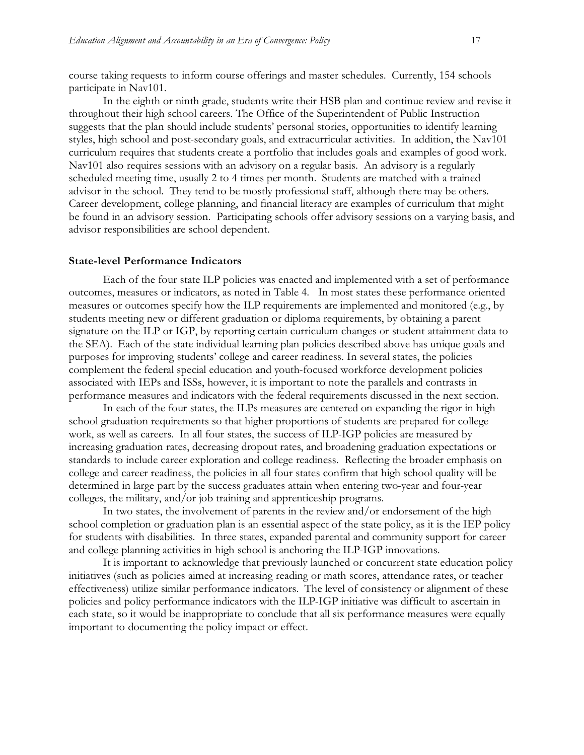course taking requests to inform course offerings and master schedules. Currently, 154 schools participate in Nav101.

In the eighth or ninth grade, students write their HSB plan and continue review and revise it throughout their high school careers. The Office of the Superintendent of Public Instruction suggests that the plan should include students' personal stories, opportunities to identify learning styles, high school and post-secondary goals, and extracurricular activities. In addition, the Nav101 curriculum requires that students create a portfolio that includes goals and examples of good work. Nav101 also requires sessions with an advisory on a regular basis. An advisory is a regularly scheduled meeting time, usually 2 to 4 times per month. Students are matched with a trained advisor in the school. They tend to be mostly professional staff, although there may be others. Career development, college planning, and financial literacy are examples of curriculum that might be found in an advisory session. Participating schools offer advisory sessions on a varying basis, and advisor responsibilities are school dependent.

### State-level Performance Indicators

Each of the four state ILP policies was enacted and implemented with a set of performance outcomes, measures or indicators, as noted in Table 4. In most states these performance oriented measures or outcomes specify how the ILP requirements are implemented and monitored (e.g., by students meeting new or different graduation or diploma requirements, by obtaining a parent signature on the ILP or IGP, by reporting certain curriculum changes or student attainment data to the SEA). Each of the state individual learning plan policies described above has unique goals and purposes for improving students' college and career readiness. In several states, the policies complement the federal special education and youth-focused workforce development policies associated with IEPs and ISSs, however, it is important to note the parallels and contrasts in performance measures and indicators with the federal requirements discussed in the next section.

In each of the four states, the ILPs measures are centered on expanding the rigor in high school graduation requirements so that higher proportions of students are prepared for college work, as well as careers. In all four states, the success of ILP-IGP policies are measured by increasing graduation rates, decreasing dropout rates, and broadening graduation expectations or standards to include career exploration and college readiness. Reflecting the broader emphasis on college and career readiness, the policies in all four states confirm that high school quality will be determined in large part by the success graduates attain when entering two-year and four-year colleges, the military, and/or job training and apprenticeship programs.

In two states, the involvement of parents in the review and/or endorsement of the high school completion or graduation plan is an essential aspect of the state policy, as it is the IEP policy for students with disabilities. In three states, expanded parental and community support for career and college planning activities in high school is anchoring the ILP-IGP innovations.

It is important to acknowledge that previously launched or concurrent state education policy initiatives (such as policies aimed at increasing reading or math scores, attendance rates, or teacher effectiveness) utilize similar performance indicators. The level of consistency or alignment of these policies and policy performance indicators with the ILP-IGP initiative was difficult to ascertain in each state, so it would be inappropriate to conclude that all six performance measures were equally important to documenting the policy impact or effect.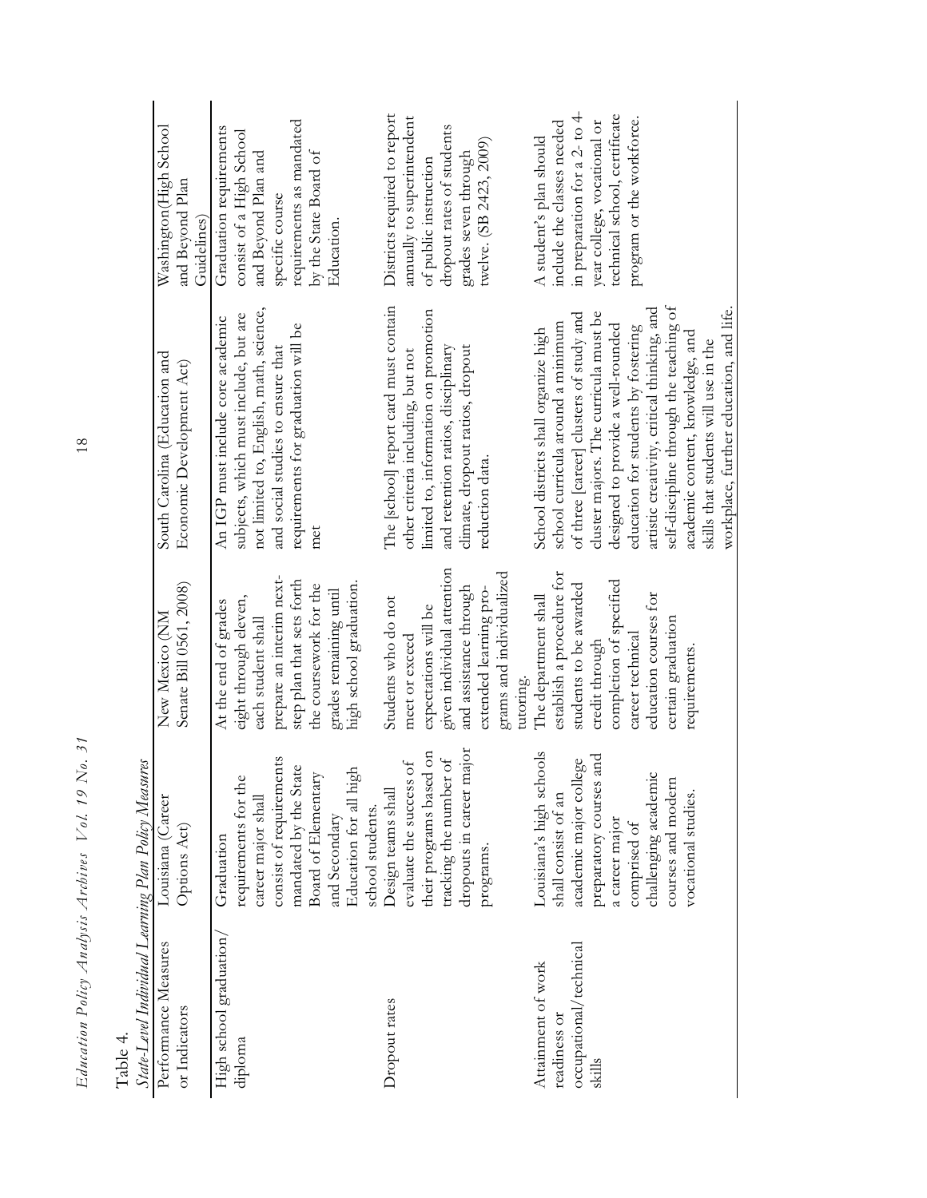Table 4.
*State-Level Individual Learning Plan Policy Measures*

| Performance Measures or Indicators | Louisiana (Career Options Act) | New Mexico (NM Senate Bill 0561, 2008) | South Carolina (Education and Economic Development Act) | Washington (High School and Beyond Plan Guidelines) |
|---|---|---|---|---|
| High school graduation/ diploma | Graduation requirements for the career major shall consist of requirements mandated by the State Board of Elementary and Secondary Education for all high school students. | At the end of grades eight through eleven, each student shall prepare an interim next-step plan that sets forth the coursework for the grades remaining until high school graduation. | An IGP must include core academic subjects, which must include, but are not limited to, English, math, science, and social studies to ensure that requirements for graduation will be met | Graduation requirements consist of a High School and Beyond Plan and specific course requirements as mandated by the State Board of Education. |
| Dropout rates | Design teams shall evaluate the success of their programs based on tracking the number of dropouts in career major programs. | Students who do not meet or exceed expectations will be given individual attention and assistance through extended learning programs and individualized tutoring. | The [school] report card must contain other criteria including, but not limited to, information on promotion and retention ratios, disciplinary climate, dropout ratios, dropout reduction data. | Districts required to report annually to superintendent of public instruction dropout rates of students grades seven through twelve. (SB 2423, 2009) |
| Attainment of work readiness or occupational/technical skills | Louisiana's high schools shall consist of an academic major college preparatory courses and a career major comprised of challenging academic courses and modern vocational studies. | The department shall establish a procedure for students to be awarded credit through completion of specified career technical education courses for certain graduation requirements. | School districts shall organize high school curricula around a minimum of three [career] clusters of study and cluster majors. The curricula must be designed to provide a well-rounded education for students by fostering artistic creativity, critical thinking, and self-discipline through the teaching of academic content, knowledge, and skills that students will use in the workplace, further education, and life. | A student's plan should include the classes needed in preparation for a 2- to 4-year college, vocational or technical school, certificate program or the workforce. |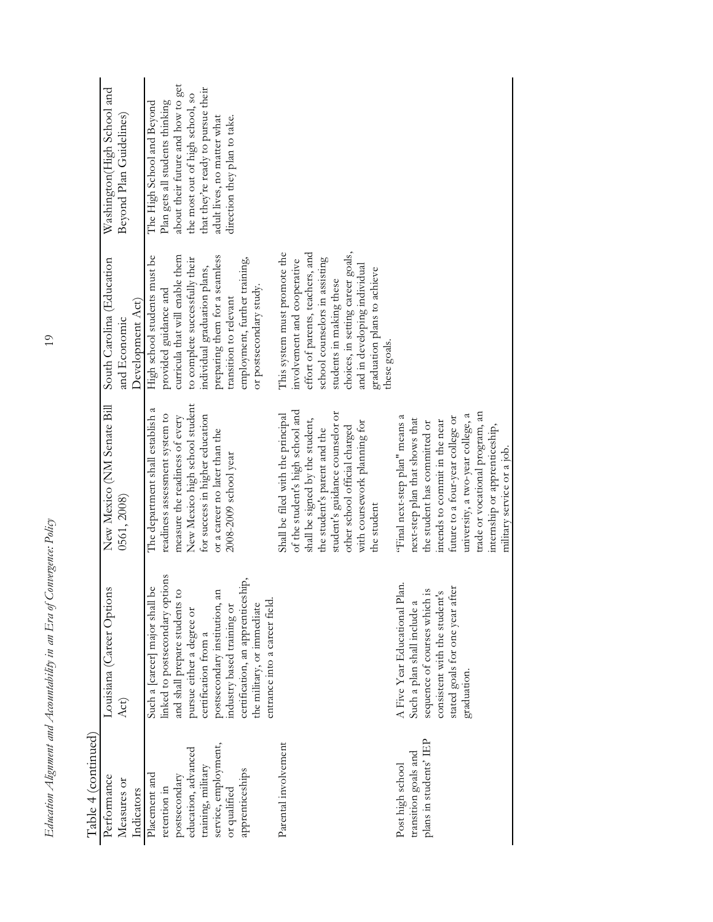Table 4 (continued)

| Performance Measures or Indicators | Louisiana (Career Options Act) | New Mexico (NM Senate Bill 0561, 2008) | South Carolina (Education and Economic Development Act) | Washington(High School and Beyond Plan Guidelines) |
|---|---|---|---|---|
| Placement and retention in postsecondary education, advanced training, military service, employment, or qualified apprenticeships | Such a [career] major shall be linked to postsecondary options and shall prepare students to pursue either a degree or certification from a postsecondary institution, an industry based training or certification, an apprenticeship, the military, or immediate entrance into a career field. | The department shall establish a readiness assessment system to measure the readiness of every New Mexico high school student for success in higher education or a career no later than the 2008-2009 school year | High school students must be provided guidance and curricula that will enable them to complete successfully their individual graduation plans, preparing them for a seamless transition to relevant employment, further training, or postsecondary study. | The High School and Beyond Plan gets all students thinking about their future and how to get the most out of high school, so that they're ready to pursue their adult lives, no matter what direction they plan to take. |
| Parental involvement | | Shall be filed with the principal of the student's high school and shall be signed by the student, the student's parent and the student's guidance counselor or other school official charged with coursework planning for the student | This system must promote the involvement and cooperative effort of parents, teachers, and school counselors in assisting students in making these choices, in setting career goals, and in developing individual graduation plans to achieve these goals. | |
| Post high school transition goals and plans in students' IEP | A Five Year Educational Plan. Such a plan shall include a sequence of courses which is consistent with the student's stated goals for one year after graduation. | "Final next-step plan" means a next-step plan that shows that the student has committed or intends to commit in the near future to a four-year college or university, a two-year college, a trade or vocational program, an internship or apprenticeship, military service or a job. | | |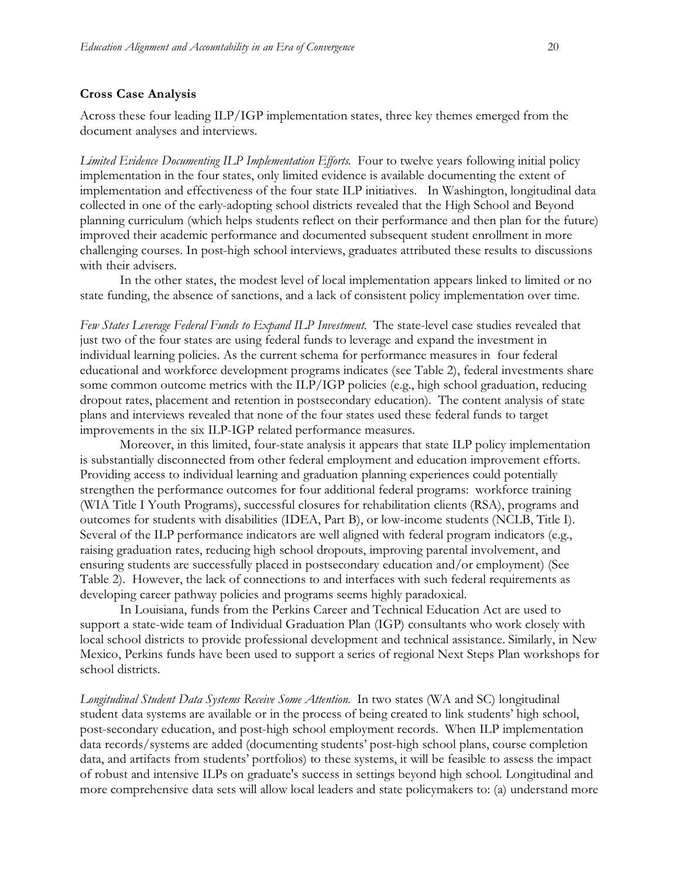### Cross Case Analysis

Across these four leading ILP/IGP implementation states, three key themes emerged from the document analyses and interviews.

*Limited Evidence Documenting ILP Implementation Efforts.* Four to twelve years following initial policy implementation in the four states, only limited evidence is available documenting the extent of implementation and effectiveness of the four state ILP initiatives. In Washington, longitudinal data collected in one of the early-adopting school districts revealed that the High School and Beyond planning curriculum (which helps students reflect on their performance and then plan for the future) improved their academic performance and documented subsequent student enrollment in more challenging courses. In post-high school interviews, graduates attributed these results to discussions with their advisers.

In the other states, the modest level of local implementation appears linked to limited or no state funding, the absence of sanctions, and a lack of consistent policy implementation over time.

*Few States Leverage Federal Funds to Expand ILP Investment.* The state-level case studies revealed that just two of the four states are using federal funds to leverage and expand the investment in individual learning policies. As the current schema for performance measures in four federal educational and workforce development programs indicates (see Table 2), federal investments share some common outcome metrics with the ILP/IGP policies (e.g., high school graduation, reducing dropout rates, placement and retention in postsecondary education). The content analysis of state plans and interviews revealed that none of the four states used these federal funds to target improvements in the six ILP-IGP related performance measures.

Moreover, in this limited, four-state analysis it appears that state ILP policy implementation is substantially disconnected from other federal employment and education improvement efforts. Providing access to individual learning and graduation planning experiences could potentially strengthen the performance outcomes for four additional federal programs: workforce training (WIA Title I Youth Programs), successful closures for rehabilitation clients (RSA), programs and outcomes for students with disabilities (IDEA, Part B), or low-income students (NCLB, Title I). Several of the ILP performance indicators are well aligned with federal program indicators (e.g., raising graduation rates, reducing high school dropouts, improving parental involvement, and ensuring students are successfully placed in postsecondary education and/or employment) (See Table 2). However, the lack of connections to and interfaces with such federal requirements as developing career pathway policies and programs seems highly paradoxical.

In Louisiana, funds from the Perkins Career and Technical Education Act are used to support a state-wide team of Individual Graduation Plan (IGP) consultants who work closely with local school districts to provide professional development and technical assistance. Similarly, in New Mexico, Perkins funds have been used to support a series of regional Next Steps Plan workshops for school districts.

*Longitudinal Student Data Systems Receive Some Attention.* In two states (WA and SC) longitudinal student data systems are available or in the process of being created to link students' high school, post-secondary education, and post-high school employment records. When ILP implementation data records/systems are added (documenting students' post-high school plans, course completion data, and artifacts from students' portfolios) to these systems, it will be feasible to assess the impact of robust and intensive ILPs on graduate's success in settings beyond high school. Longitudinal and more comprehensive data sets will allow local leaders and state policymakers to: (a) understand more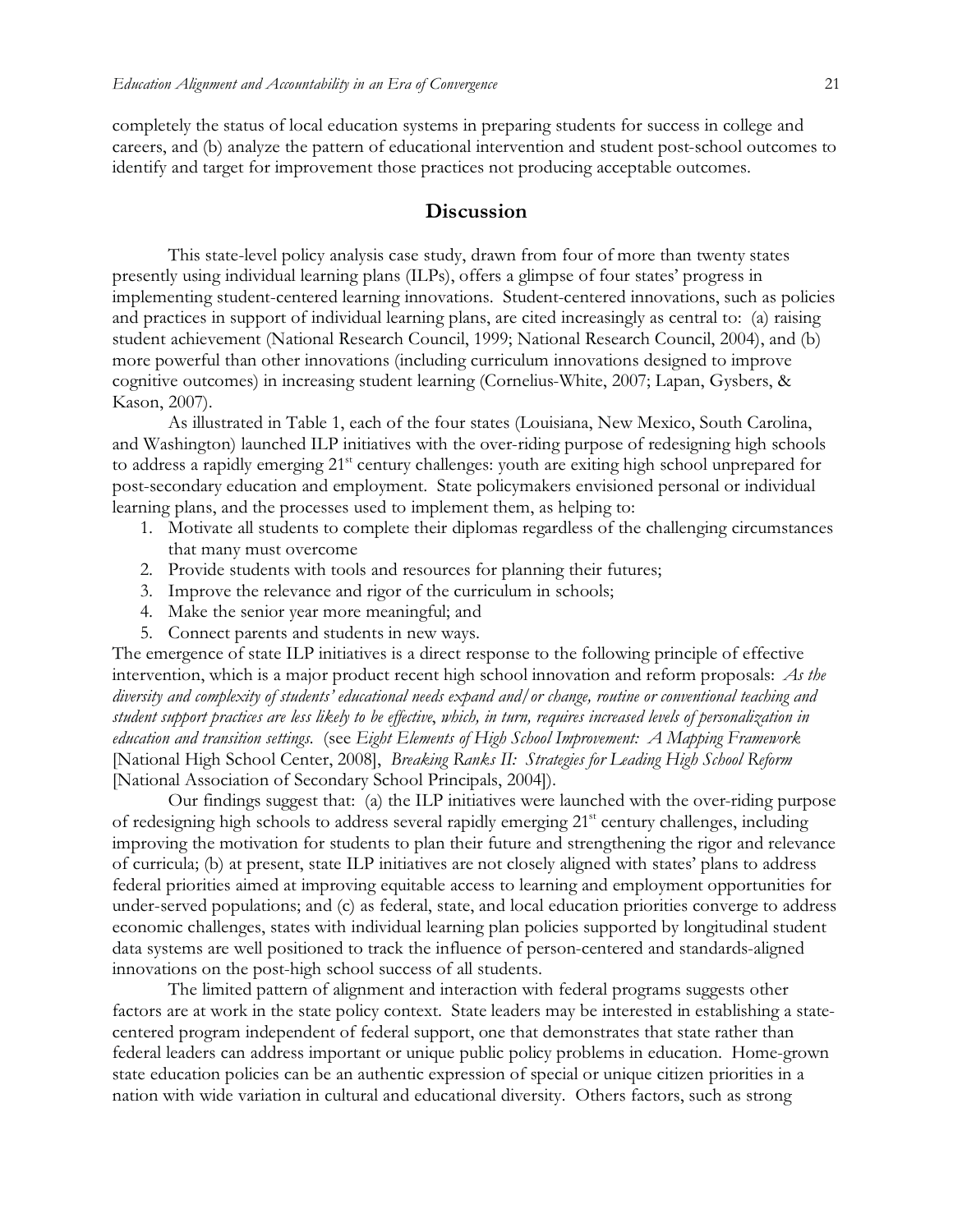completely the status of local education systems in preparing students for success in college and careers, and (b) analyze the pattern of educational intervention and student post-school outcomes to identify and target for improvement those practices not producing acceptable outcomes.

## Discussion

This state-level policy analysis case study, drawn from four of more than twenty states presently using individual learning plans (ILPs), offers a glimpse of four states' progress in implementing student-centered learning innovations. Student-centered innovations, such as policies and practices in support of individual learning plans, are cited increasingly as central to: (a) raising student achievement (National Research Council, 1999; National Research Council, 2004), and (b) more powerful than other innovations (including curriculum innovations designed to improve cognitive outcomes) in increasing student learning (Cornelius-White, 2007; Lapan, Gysbers, & Kason, 2007).

As illustrated in Table 1, each of the four states (Louisiana, New Mexico, South Carolina, and Washington) launched ILP initiatives with the over-riding purpose of redesigning high schools to address a rapidly emerging 21st century challenges: youth are exiting high school unprepared for post-secondary education and employment. State policymakers envisioned personal or individual learning plans, and the processes used to implement them, as helping to:

1. Motivate all students to complete their diplomas regardless of the challenging circumstances that many must overcome
2. Provide students with tools and resources for planning their futures;
3. Improve the relevance and rigor of the curriculum in schools;
4. Make the senior year more meaningful; and
5. Connect parents and students in new ways.

The emergence of state ILP initiatives is a direct response to the following principle of effective intervention, which is a major product recent high school innovation and reform proposals: *As the diversity and complexity of students' educational needs expand and/or change, routine or conventional teaching and student support practices are less likely to be effective, which, in turn, requires increased levels of personalization in education and transition settings.* (see *Eight Elements of High School Improvement: A Mapping Framework* [National High School Center, 2008], *Breaking Ranks II: Strategies for Leading High School Reform* [National Association of Secondary School Principals, 2004]).

Our findings suggest that: (a) the ILP initiatives were launched with the over-riding purpose of redesigning high schools to address several rapidly emerging 21st century challenges, including improving the motivation for students to plan their future and strengthening the rigor and relevance of curricula; (b) at present, state ILP initiatives are not closely aligned with states' plans to address federal priorities aimed at improving equitable access to learning and employment opportunities for under-served populations; and (c) as federal, state, and local education priorities converge to address economic challenges, states with individual learning plan policies supported by longitudinal student data systems are well positioned to track the influence of person-centered and standards-aligned innovations on the post-high school success of all students.

The limited pattern of alignment and interaction with federal programs suggests other factors are at work in the state policy context. State leaders may be interested in establishing a state-centered program independent of federal support, one that demonstrates that state rather than federal leaders can address important or unique public policy problems in education. Home-grown state education policies can be an authentic expression of special or unique citizen priorities in a nation with wide variation in cultural and educational diversity. Others factors, such as strong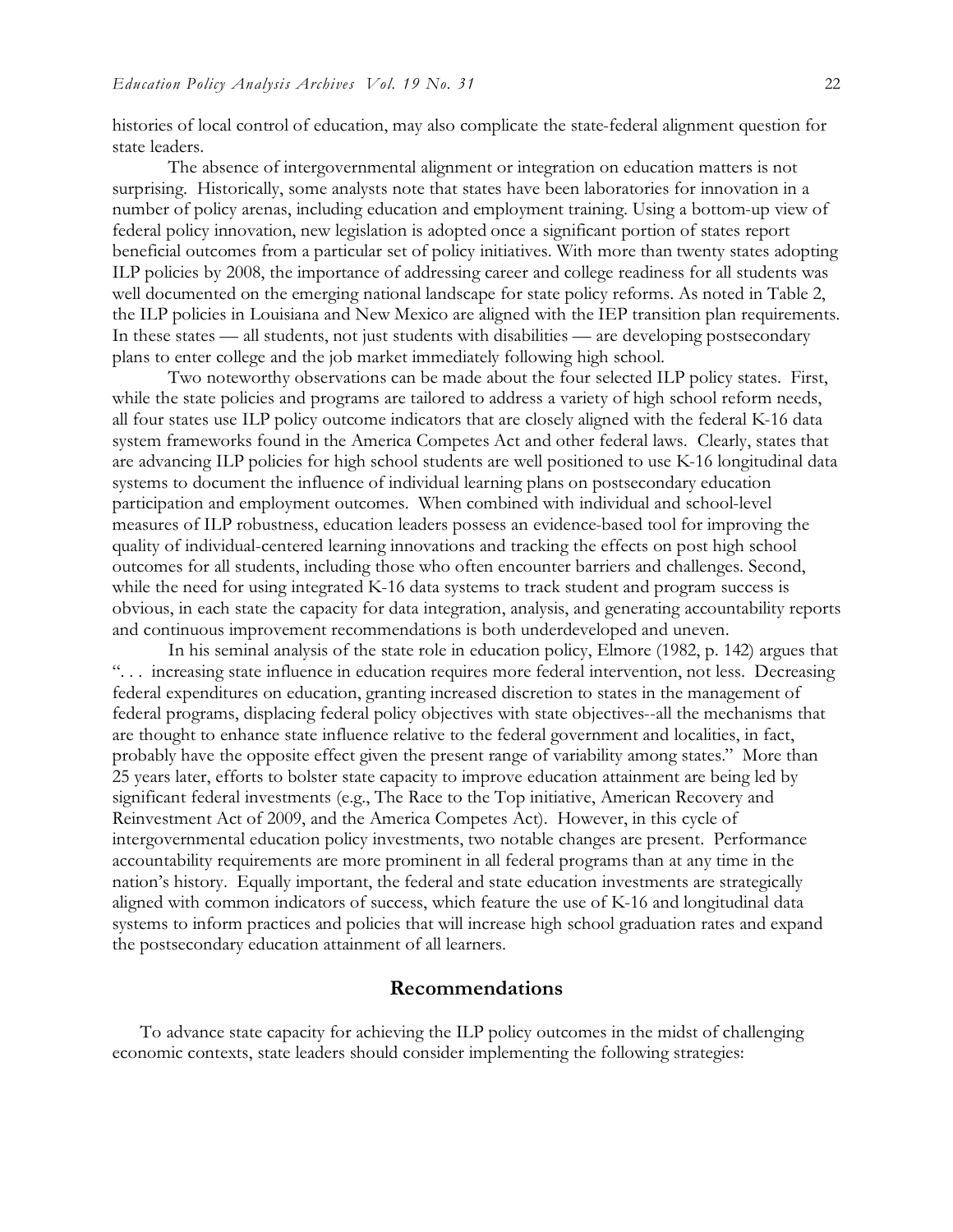histories of local control of education, may also complicate the state-federal alignment question for state leaders.

The absence of intergovernmental alignment or integration on education matters is not surprising. Historically, some analysts note that states have been laboratories for innovation in a number of policy arenas, including education and employment training. Using a bottom-up view of federal policy innovation, new legislation is adopted once a significant portion of states report beneficial outcomes from a particular set of policy initiatives. With more than twenty states adopting ILP policies by 2008, the importance of addressing career and college readiness for all students was well documented on the emerging national landscape for state policy reforms. As noted in Table 2, the ILP policies in Louisiana and New Mexico are aligned with the IEP transition plan requirements. In these states — all students, not just students with disabilities — are developing postsecondary plans to enter college and the job market immediately following high school.

Two noteworthy observations can be made about the four selected ILP policy states. First, while the state policies and programs are tailored to address a variety of high school reform needs, all four states use ILP policy outcome indicators that are closely aligned with the federal K-16 data system frameworks found in the America Competes Act and other federal laws. Clearly, states that are advancing ILP policies for high school students are well positioned to use K-16 longitudinal data systems to document the influence of individual learning plans on postsecondary education participation and employment outcomes. When combined with individual and school-level measures of ILP robustness, education leaders possess an evidence-based tool for improving the quality of individual-centered learning innovations and tracking the effects on post high school outcomes for all students, including those who often encounter barriers and challenges. Second, while the need for using integrated K-16 data systems to track student and program success is obvious, in each state the capacity for data integration, analysis, and generating accountability reports and continuous improvement recommendations is both underdeveloped and uneven.

In his seminal analysis of the state role in education policy, Elmore (1982, p. 142) argues that ". . . increasing state influence in education requires more federal intervention, not less. Decreasing federal expenditures on education, granting increased discretion to states in the management of federal programs, displacing federal policy objectives with state objectives--all the mechanisms that are thought to enhance state influence relative to the federal government and localities, in fact, probably have the opposite effect given the present range of variability among states." More than 25 years later, efforts to bolster state capacity to improve education attainment are being led by significant federal investments (e.g., The Race to the Top initiative, American Recovery and Reinvestment Act of 2009, and the America Competes Act). However, in this cycle of intergovernmental education policy investments, two notable changes are present. Performance accountability requirements are more prominent in all federal programs than at any time in the nation's history. Equally important, the federal and state education investments are strategically aligned with common indicators of success, which feature the use of K-16 and longitudinal data systems to inform practices and policies that will increase high school graduation rates and expand the postsecondary education attainment of all learners.

## Recommendations

To advance state capacity for achieving the ILP policy outcomes in the midst of challenging economic contexts, state leaders should consider implementing the following strategies: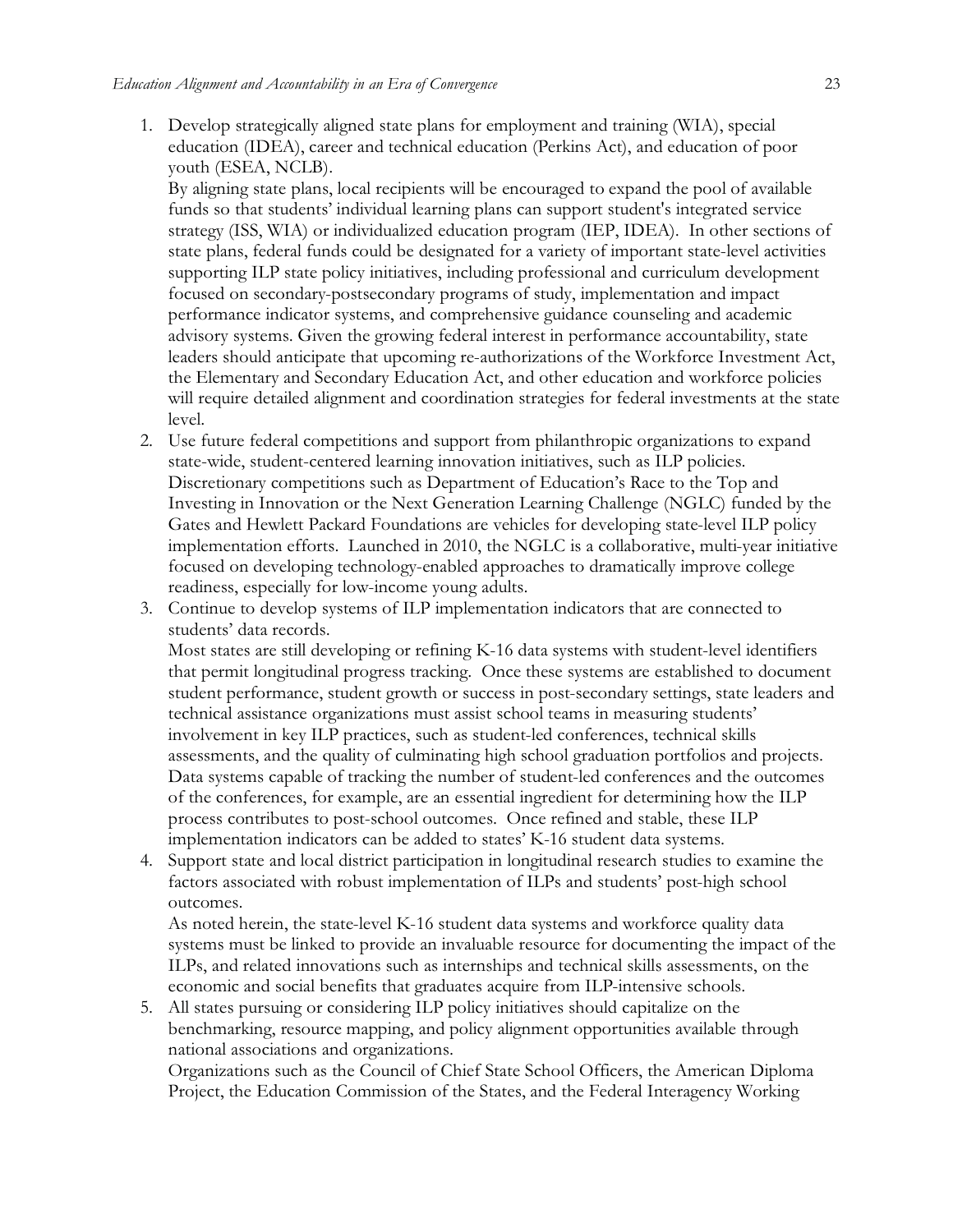1. Develop strategically aligned state plans for employment and training (WIA), special education (IDEA), career and technical education (Perkins Act), and education of poor youth (ESEA, NCLB).
   By aligning state plans, local recipients will be encouraged to expand the pool of available funds so that students' individual learning plans can support student's integrated service strategy (ISS, WIA) or individualized education program (IEP, IDEA). In other sections of state plans, federal funds could be designated for a variety of important state-level activities supporting ILP state policy initiatives, including professional and curriculum development focused on secondary-postsecondary programs of study, implementation and impact performance indicator systems, and comprehensive guidance counseling and academic advisory systems. Given the growing federal interest in performance accountability, state leaders should anticipate that upcoming re-authorizations of the Workforce Investment Act, the Elementary and Secondary Education Act, and other education and workforce policies will require detailed alignment and coordination strategies for federal investments at the state level.
2. Use future federal competitions and support from philanthropic organizations to expand state-wide, student-centered learning innovation initiatives, such as ILP policies.
   Discretionary competitions such as Department of Education's Race to the Top and Investing in Innovation or the Next Generation Learning Challenge (NGLC) funded by the Gates and Hewlett Packard Foundations are vehicles for developing state-level ILP policy implementation efforts. Launched in 2010, the NGLC is a collaborative, multi-year initiative focused on developing technology-enabled approaches to dramatically improve college readiness, especially for low-income young adults.
3. Continue to develop systems of ILP implementation indicators that are connected to students' data records.
   Most states are still developing or refining K-16 data systems with student-level identifiers that permit longitudinal progress tracking. Once these systems are established to document student performance, student growth or success in post-secondary settings, state leaders and technical assistance organizations must assist school teams in measuring students' involvement in key ILP practices, such as student-led conferences, technical skills assessments, and the quality of culminating high school graduation portfolios and projects. Data systems capable of tracking the number of student-led conferences and the outcomes of the conferences, for example, are an essential ingredient for determining how the ILP process contributes to post-school outcomes. Once refined and stable, these ILP implementation indicators can be added to states' K-16 student data systems.
4. Support state and local district participation in longitudinal research studies to examine the factors associated with robust implementation of ILPs and students' post-high school outcomes.
   As noted herein, the state-level K-16 student data systems and workforce quality data systems must be linked to provide an invaluable resource for documenting the impact of the ILPs, and related innovations such as internships and technical skills assessments, on the economic and social benefits that graduates acquire from ILP-intensive schools.
5. All states pursuing or considering ILP policy initiatives should capitalize on the benchmarking, resource mapping, and policy alignment opportunities available through national associations and organizations.
   Organizations such as the Council of Chief State School Officers, the American Diploma Project, the Education Commission of the States, and the Federal Interagency Working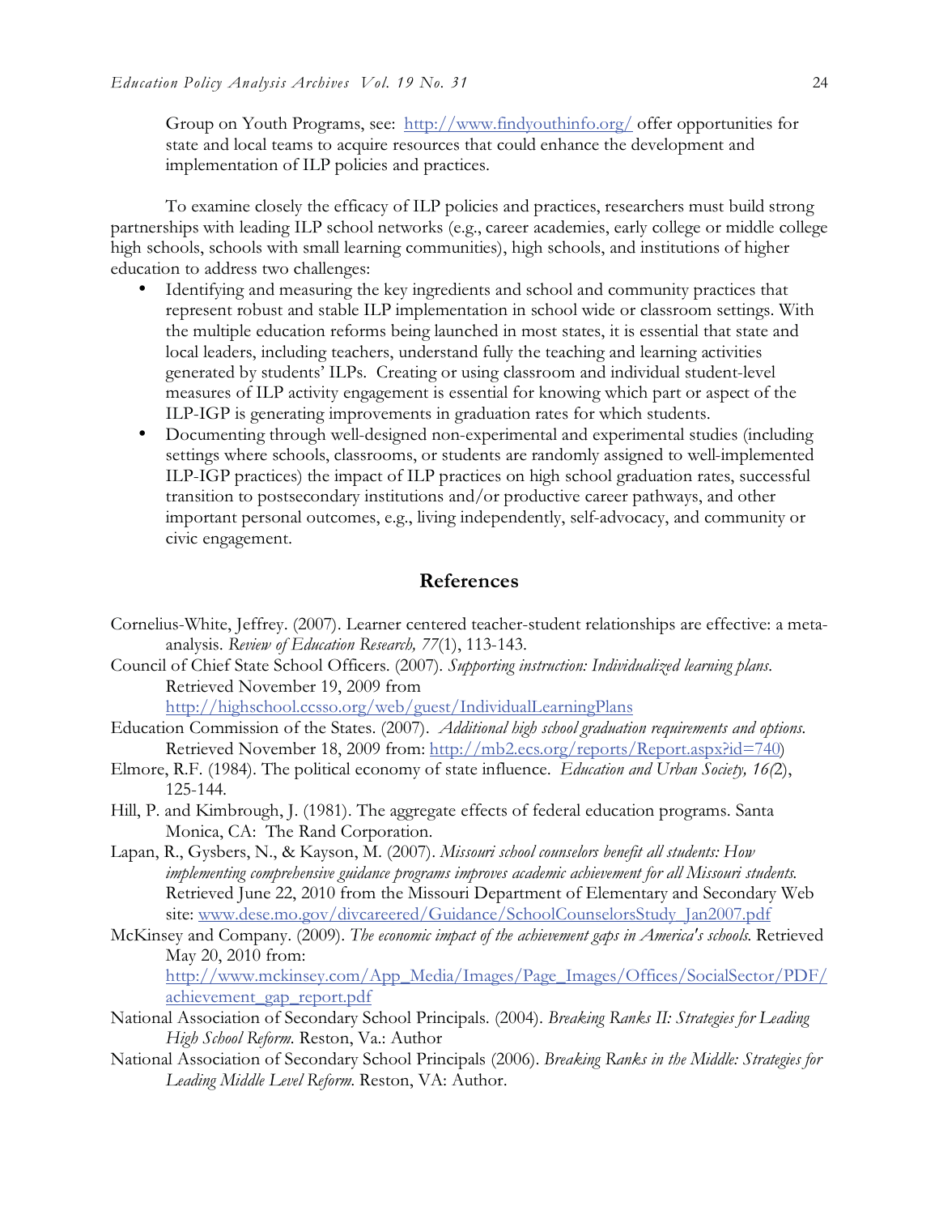Group on Youth Programs, see: http://www.findyouthinfo.org/ offer opportunities for state and local teams to acquire resources that could enhance the development and implementation of ILP policies and practices.

To examine closely the efficacy of ILP policies and practices, researchers must build strong partnerships with leading ILP school networks (e.g., career academies, early college or middle college high schools, schools with small learning communities), high schools, and institutions of higher education to address two challenges:

- Identifying and measuring the key ingredients and school and community practices that represent robust and stable ILP implementation in school wide or classroom settings. With the multiple education reforms being launched in most states, it is essential that state and local leaders, including teachers, understand fully the teaching and learning activities generated by students' ILPs. Creating or using classroom and individual student-level measures of ILP activity engagement is essential for knowing which part or aspect of the ILP-IGP is generating improvements in graduation rates for which students.
- Documenting through well-designed non-experimental and experimental studies (including settings where schools, classrooms, or students are randomly assigned to well-implemented ILP-IGP practices) the impact of ILP practices on high school graduation rates, successful transition to postsecondary institutions and/or productive career pathways, and other important personal outcomes, e.g., living independently, self-advocacy, and community or civic engagement.

## References

Cornelius-White, Jeffrey. (2007). Learner centered teacher-student relationships are effective: a meta-analysis. *Review of Education Research, 77*(1), 113-143.

Council of Chief State School Officers. (2007). *Supporting instruction: Individualized learning plans.* Retrieved November 19, 2009 from http://highschool.ccsso.org/web/guest/IndividualLearningPlans

Education Commission of the States. (2007). *Additional high school graduation requirements and options.* Retrieved November 18, 2009 from: http://mb2.ecs.org/reports/Report.aspx?id=740)

Elmore, R.F. (1984). The political economy of state influence. *Education and Urban Society, 16(*2), 125-144.

Hill, P. and Kimbrough, J. (1981). The aggregate effects of federal education programs. Santa Monica, CA: The Rand Corporation.

Lapan, R., Gysbers, N., & Kayson, M. (2007). *Missouri school counselors benefit all students: How implementing comprehensive guidance programs improves academic achievement for all Missouri students.* Retrieved June 22, 2010 from the Missouri Department of Elementary and Secondary Web site: www.dese.mo.gov/divcareered/Guidance/SchoolCounselorsStudy_Jan2007.pdf

McKinsey and Company. (2009). *The economic impact of the achievement gaps in America's schools.* Retrieved May 20, 2010 from: http://www.mckinsey.com/App_Media/Images/Page_Images/Offices/SocialSector/PDF/achievement_gap_report.pdf

National Association of Secondary School Principals. (2004). *Breaking Ranks II: Strategies for Leading High School Reform.* Reston, Va.: Author

National Association of Secondary School Principals (2006). *Breaking Ranks in the Middle: Strategies for Leading Middle Level Reform.* Reston, VA: Author.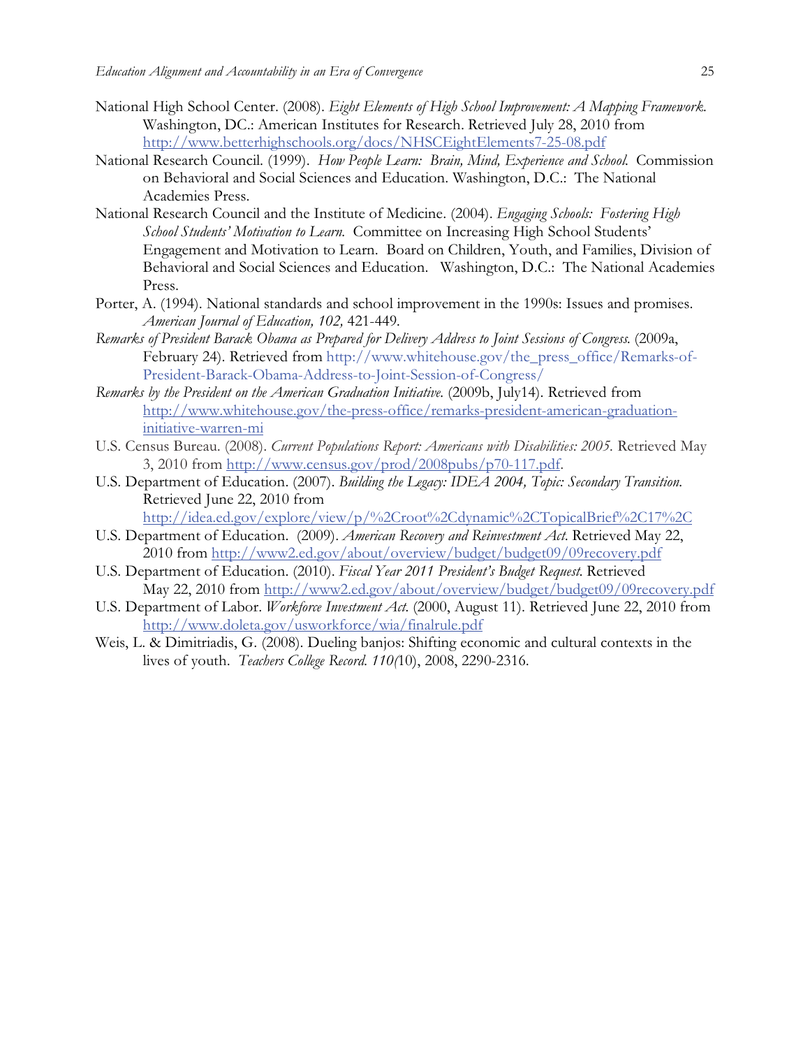National High School Center. (2008). *Eight Elements of High School Improvement: A Mapping Framework.* Washington, DC.: American Institutes for Research. Retrieved July 28, 2010 from http://www.betterhighschools.org/docs/NHSCEightElements7-25-08.pdf

National Research Council. (1999). *How People Learn: Brain, Mind, Experience and School.* Commission on Behavioral and Social Sciences and Education. Washington, D.C.: The National Academies Press.

National Research Council and the Institute of Medicine. (2004). *Engaging Schools: Fostering High School Students' Motivation to Learn.* Committee on Increasing High School Students' Engagement and Motivation to Learn. Board on Children, Youth, and Families, Division of Behavioral and Social Sciences and Education. Washington, D.C.: The National Academies Press.

Porter, A. (1994). National standards and school improvement in the 1990s: Issues and promises. *American Journal of Education, 102,* 421-449.

*Remarks of President Barack Obama as Prepared for Delivery Address to Joint Sessions of Congress.* (2009a, February 24). Retrieved from http://www.whitehouse.gov/the_press_office/Remarks-of-President-Barack-Obama-Address-to-Joint-Session-of-Congress/

*Remarks by the President on the American Graduation Initiative.* (2009b, July14). Retrieved from http://www.whitehouse.gov/the-press-office/remarks-president-american-graduation-initiative-warren-mi

U.S. Census Bureau. (2008). *Current Populations Report: Americans with Disabilities: 2005.* Retrieved May 3, 2010 from http://www.census.gov/prod/2008pubs/p70-117.pdf.

U.S. Department of Education. (2007). *Building the Legacy: IDEA 2004, Topic: Secondary Transition.* Retrieved June 22, 2010 from http://idea.ed.gov/explore/view/p/%2Croot%2Cdynamic%2CTopicalBrief%2C17%2C

U.S. Department of Education. (2009). *American Recovery and Reinvestment Act.* Retrieved May 22, 2010 from http://www2.ed.gov/about/overview/budget/budget09/09recovery.pdf

U.S. Department of Education. (2010). *Fiscal Year 2011 President's Budget Request.* Retrieved May 22, 2010 from http://www2.ed.gov/about/overview/budget/budget09/09recovery.pdf

U.S. Department of Labor. *Workforce Investment Act.* (2000, August 11). Retrieved June 22, 2010 from http://www.doleta.gov/usworkforce/wia/finalrule.pdf

Weis, L. & Dimitriadis, G. (2008). Dueling banjos: Shifting economic and cultural contexts in the lives of youth. *Teachers College Record. 110(*10), 2008, 2290-2316.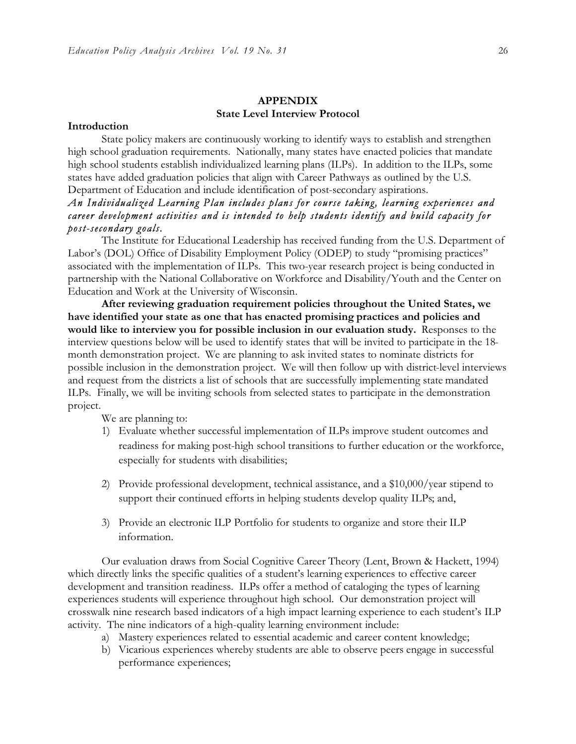## APPENDIX
### State Level Interview Protocol

**Introduction**

State policy makers are continuously working to identify ways to establish and strengthen high school graduation requirements. Nationally, many states have enacted policies that mandate high school students establish individualized learning plans (ILPs). In addition to the ILPs, some states have added graduation policies that align with Career Pathways as outlined by the U.S. Department of Education and include identification of post-secondary aspirations.

***An Individualized Learning Plan includes plans for course taking, learning experiences and career development activities and is intended to help students identify and build capacity for post-secondary goals.***

The Institute for Educational Leadership has received funding from the U.S. Department of Labor's (DOL) Office of Disability Employment Policy (ODEP) to study "promising practices" associated with the implementation of ILPs. This two-year research project is being conducted in partnership with the National Collaborative on Workforce and Disability/Youth and the Center on Education and Work at the University of Wisconsin.

**After reviewing graduation requirement policies throughout the United States, we have identified your state as one that has enacted promising practices and policies and would like to interview you for possible inclusion in our evaluation study.** Responses to the interview questions below will be used to identify states that will be invited to participate in the 18-month demonstration project. We are planning to ask invited states to nominate districts for possible inclusion in the demonstration project. We will then follow up with district-level interviews and request from the districts a list of schools that are successfully implementing state mandated ILPs. Finally, we will be inviting schools from selected states to participate in the demonstration project.

We are planning to:

1) Evaluate whether successful implementation of ILPs improve student outcomes and readiness for making post-high school transitions to further education or the workforce, especially for students with disabilities;

2) Provide professional development, technical assistance, and a $10,000/year stipend to support their continued efforts in helping students develop quality ILPs; and,

3) Provide an electronic ILP Portfolio for students to organize and store their ILP information.

Our evaluation draws from Social Cognitive Career Theory (Lent, Brown & Hackett, 1994) which directly links the specific qualities of a student's learning experiences to effective career development and transition readiness. ILPs offer a method of cataloging the types of learning experiences students will experience throughout high school. Our demonstration project will crosswalk nine research based indicators of a high impact learning experience to each student's ILP activity. The nine indicators of a high-quality learning environment include:

a) Mastery experiences related to essential academic and career content knowledge;
b) Vicarious experiences whereby students are able to observe peers engage in successful performance experiences;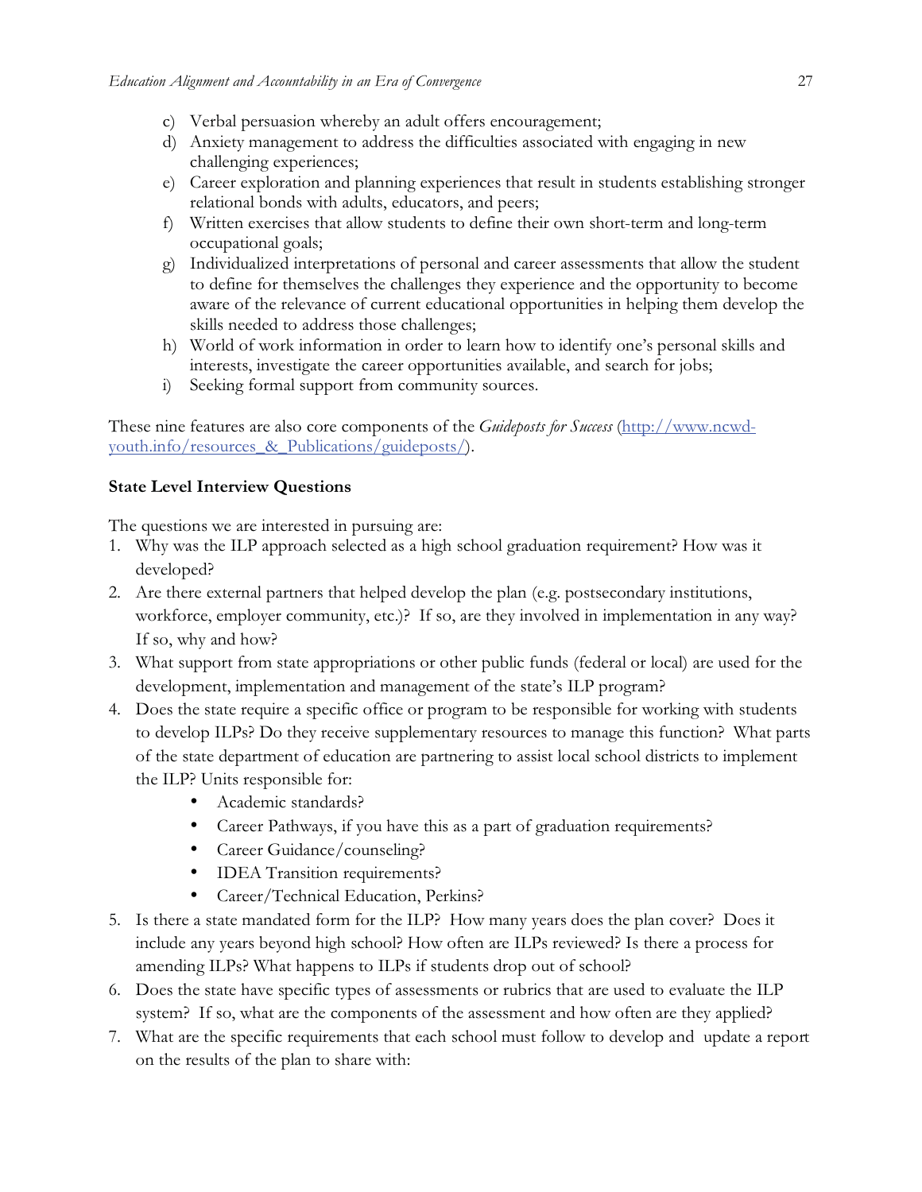c) Verbal persuasion whereby an adult offers encouragement;
d) Anxiety management to address the difficulties associated with engaging in new challenging experiences;
e) Career exploration and planning experiences that result in students establishing stronger relational bonds with adults, educators, and peers;
f) Written exercises that allow students to define their own short-term and long-term occupational goals;
g) Individualized interpretations of personal and career assessments that allow the student to define for themselves the challenges they experience and the opportunity to become aware of the relevance of current educational opportunities in helping them develop the skills needed to address those challenges;
h) World of work information in order to learn how to identify one's personal skills and interests, investigate the career opportunities available, and search for jobs;
i) Seeking formal support from community sources.

These nine features are also core components of the *Guideposts for Success* (http://www.ncwd-youth.info/resources_&_Publications/guideposts/).

**State Level Interview Questions**

The questions we are interested in pursuing are:

1. Why was the ILP approach selected as a high school graduation requirement? How was it developed?
2. Are there external partners that helped develop the plan (e.g. postsecondary institutions, workforce, employer community, etc.)? If so, are they involved in implementation in any way? If so, why and how?
3. What support from state appropriations or other public funds (federal or local) are used for the development, implementation and management of the state's ILP program?
4. Does the state require a specific office or program to be responsible for working with students to develop ILPs? Do they receive supplementary resources to manage this function? What parts of the state department of education are partnering to assist local school districts to implement the ILP? Units responsible for:
   - Academic standards?
   - Career Pathways, if you have this as a part of graduation requirements?
   - Career Guidance/counseling?
   - IDEA Transition requirements?
   - Career/Technical Education, Perkins?
5. Is there a state mandated form for the ILP? How many years does the plan cover? Does it include any years beyond high school? How often are ILPs reviewed? Is there a process for amending ILPs? What happens to ILPs if students drop out of school?
6. Does the state have specific types of assessments or rubrics that are used to evaluate the ILP system? If so, what are the components of the assessment and how often are they applied?
7. What are the specific requirements that each school must follow to develop and update a report on the results of the plan to share with: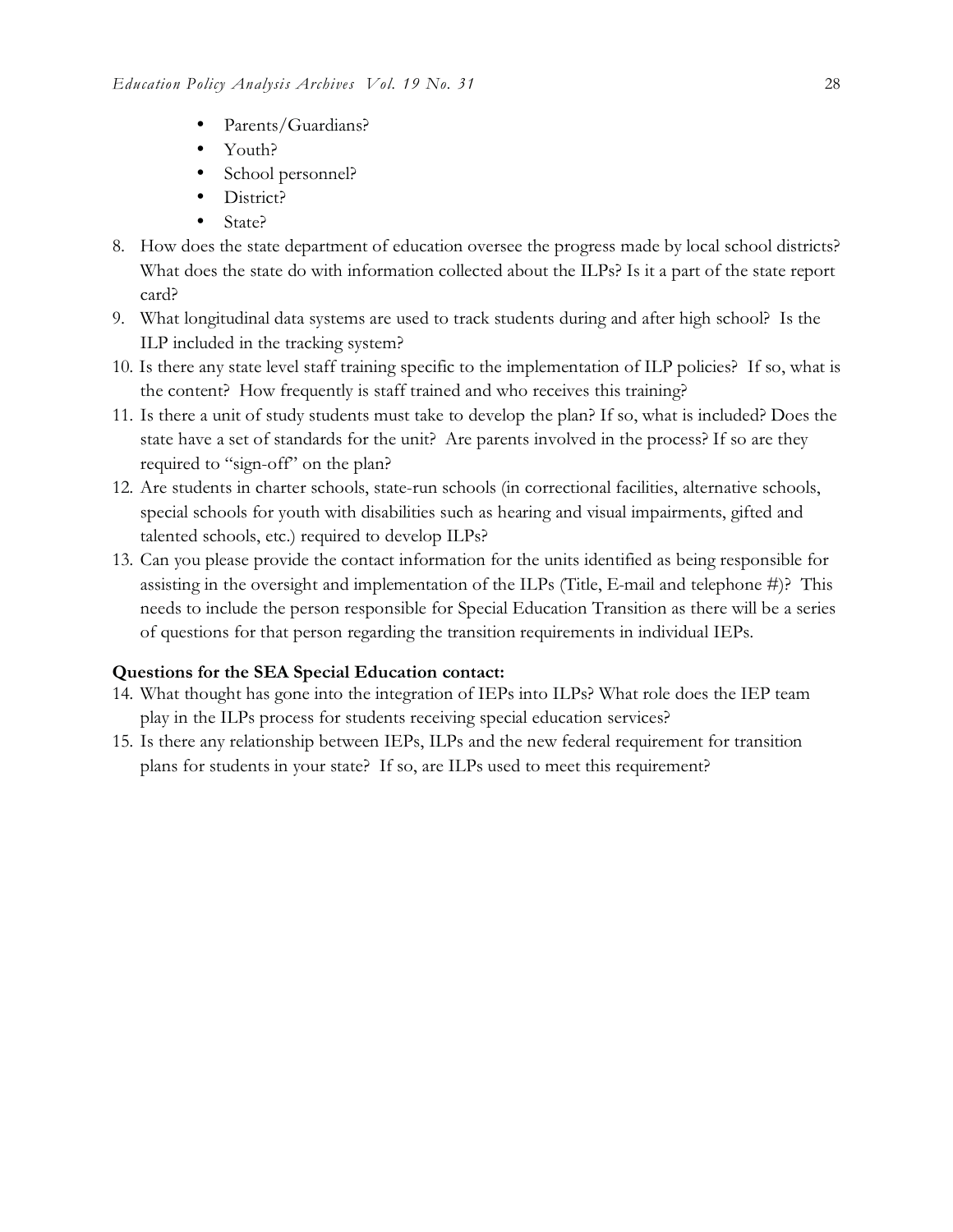- Parents/Guardians?
- Youth?
- School personnel?
- District?
- State?

8. How does the state department of education oversee the progress made by local school districts? What does the state do with information collected about the ILPs? Is it a part of the state report card?
9. What longitudinal data systems are used to track students during and after high school? Is the ILP included in the tracking system?
10. Is there any state level staff training specific to the implementation of ILP policies? If so, what is the content? How frequently is staff trained and who receives this training?
11. Is there a unit of study students must take to develop the plan? If so, what is included? Does the state have a set of standards for the unit? Are parents involved in the process? If so are they required to "sign-off" on the plan?
12. Are students in charter schools, state-run schools (in correctional facilities, alternative schools, special schools for youth with disabilities such as hearing and visual impairments, gifted and talented schools, etc.) required to develop ILPs?
13. Can you please provide the contact information for the units identified as being responsible for assisting in the oversight and implementation of the ILPs (Title, E-mail and telephone #)? This needs to include the person responsible for Special Education Transition as there will be a series of questions for that person regarding the transition requirements in individual IEPs.

**Questions for the SEA Special Education contact:**

14. What thought has gone into the integration of IEPs into ILPs? What role does the IEP team play in the ILPs process for students receiving special education services?
15. Is there any relationship between IEPs, ILPs and the new federal requirement for transition plans for students in your state? If so, are ILPs used to meet this requirement?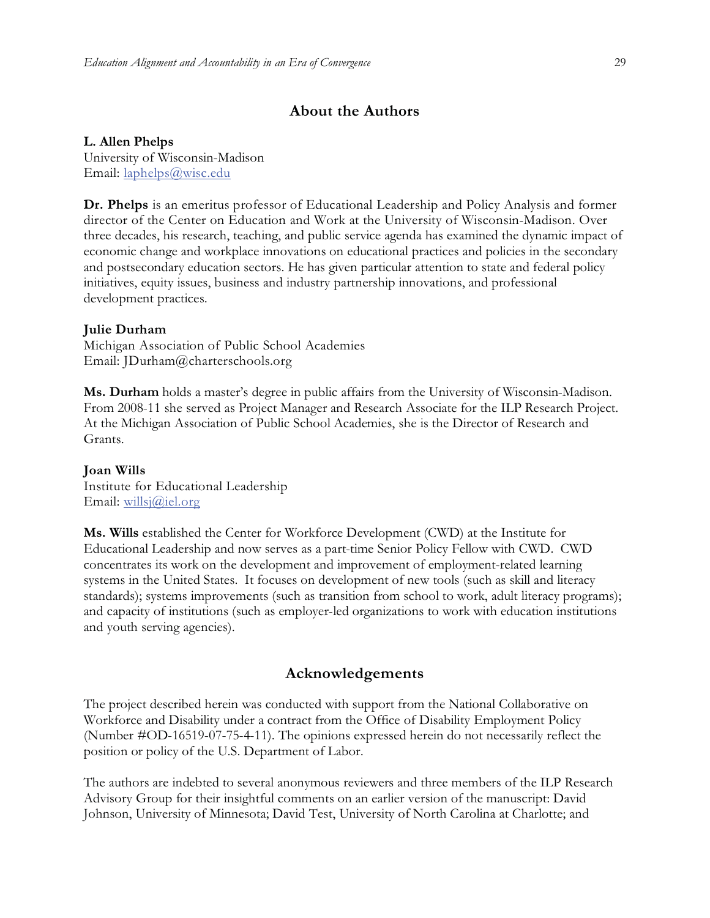## About the Authors

**L. Allen Phelps**
University of Wisconsin-Madison
Email: laphelps@wisc.edu

**Dr. Phelps** is an emeritus professor of Educational Leadership and Policy Analysis and former director of the Center on Education and Work at the University of Wisconsin-Madison. Over three decades, his research, teaching, and public service agenda has examined the dynamic impact of economic change and workplace innovations on educational practices and policies in the secondary and postsecondary education sectors. He has given particular attention to state and federal policy initiatives, equity issues, business and industry partnership innovations, and professional development practices.

**Julie Durham**
Michigan Association of Public School Academies
Email: JDurham@charterschools.org

**Ms. Durham** holds a master's degree in public affairs from the University of Wisconsin-Madison. From 2008-11 she served as Project Manager and Research Associate for the ILP Research Project. At the Michigan Association of Public School Academies, she is the Director of Research and Grants.

**Joan Wills**
Institute for Educational Leadership
Email: willsj@iel.org

**Ms. Wills** established the Center for Workforce Development (CWD) at the Institute for Educational Leadership and now serves as a part-time Senior Policy Fellow with CWD. CWD concentrates its work on the development and improvement of employment-related learning systems in the United States. It focuses on development of new tools (such as skill and literacy standards); systems improvements (such as transition from school to work, adult literacy programs); and capacity of institutions (such as employer-led organizations to work with education institutions and youth serving agencies).

## Acknowledgements

The project described herein was conducted with support from the National Collaborative on Workforce and Disability under a contract from the Office of Disability Employment Policy (Number #OD-16519-07-75-4-11). The opinions expressed herein do not necessarily reflect the position or policy of the U.S. Department of Labor.

The authors are indebted to several anonymous reviewers and three members of the ILP Research Advisory Group for their insightful comments on an earlier version of the manuscript: David Johnson, University of Minnesota; David Test, University of North Carolina at Charlotte; and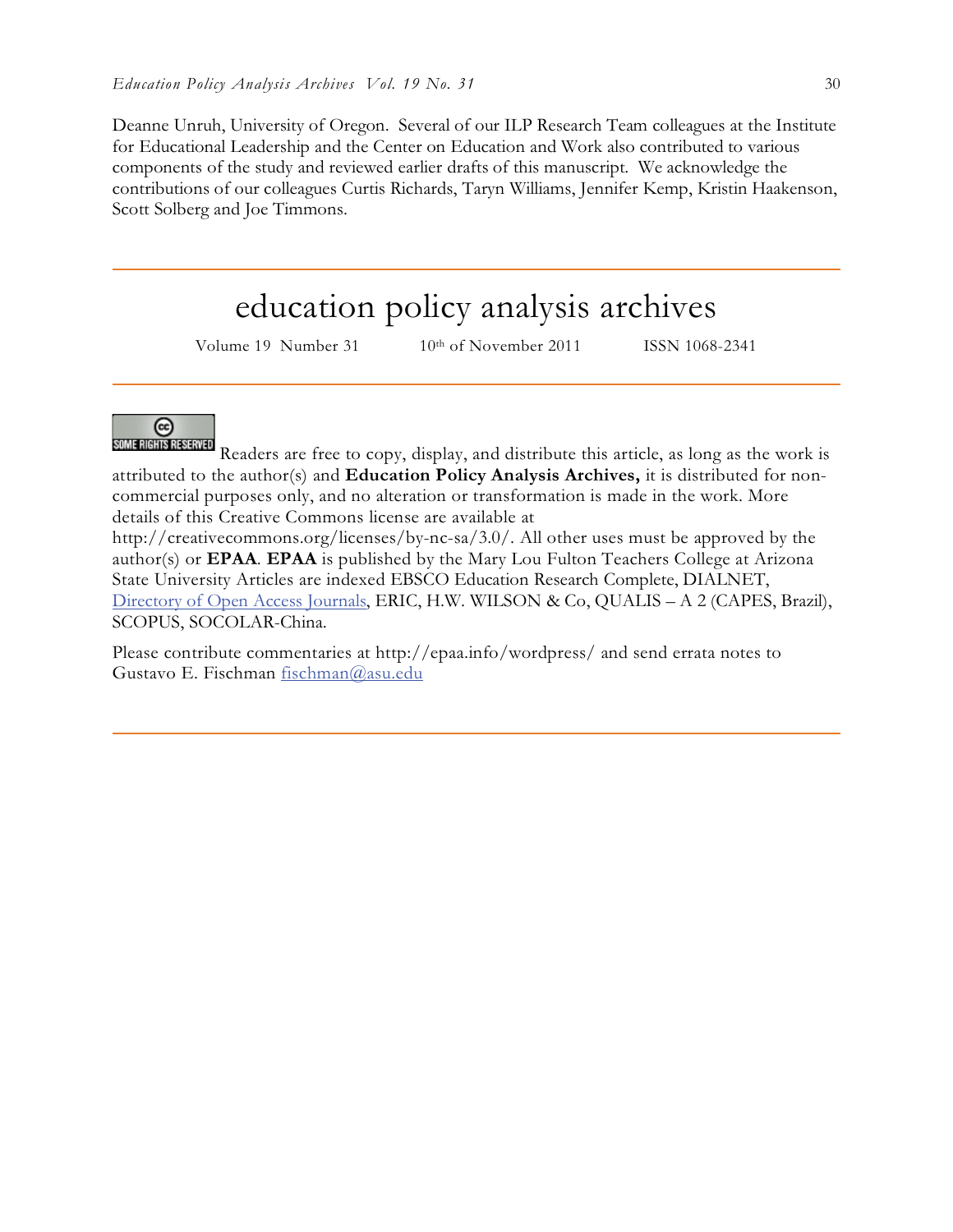Deanne Unruh, University of Oregon. Several of our ILP Research Team colleagues at the Institute for Educational Leadership and the Center on Education and Work also contributed to various components of the study and reviewed earlier drafts of this manuscript. We acknowledge the contributions of our colleagues Curtis Richards, Taryn Williams, Jennifer Kemp, Kristin Haakenson, Scott Solberg and Joe Timmons.

---

# education policy analysis archives

Volume 19 Number 31 10th of November 2011 ISSN 1068-2341

---

SOME RIGHTS RESERVED Readers are free to copy, display, and distribute this article, as long as the work is attributed to the author(s) and **Education Policy Analysis Archives,** it is distributed for non-commercial purposes only, and no alteration or transformation is made in the work. More details of this Creative Commons license are available at http://creativecommons.org/licenses/by-nc-sa/3.0/. All other uses must be approved by the author(s) or **EPAA**. **EPAA** is published by the Mary Lou Fulton Teachers College at Arizona State University Articles are indexed EBSCO Education Research Complete, DIALNET, Directory of Open Access Journals, ERIC, H.W. WILSON & Co, QUALIS – A 2 (CAPES, Brazil), SCOPUS, SOCOLAR-China.

Please contribute commentaries at http://epaa.info/wordpress/ and send errata notes to Gustavo E. Fischman fischman@asu.edu

---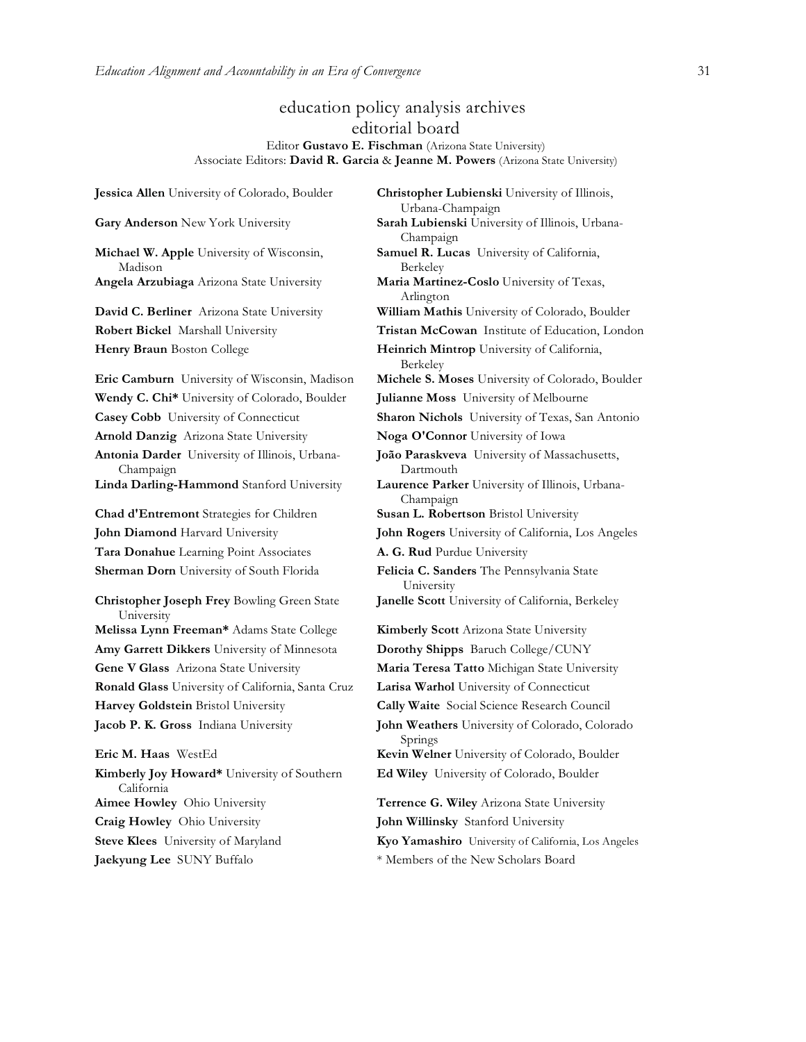# education policy analysis archives
## editorial board

Editor **Gustavo E. Fischman** (Arizona State University)
Associate Editors: **David R. Garcia** & **Jeanne M. Powers** (Arizona State University)

**Jessica Allen** University of Colorado, Boulder

**Gary Anderson** New York University

**Michael W. Apple** University of Wisconsin, Madison

**Angela Arzubiaga** Arizona State University

**David C. Berliner** Arizona State University

**Robert Bickel** Marshall University

**Henry Braun** Boston College

**Eric Camburn** University of Wisconsin, Madison

**Wendy C. Chi*** University of Colorado, Boulder

**Casey Cobb** University of Connecticut

**Arnold Danzig** Arizona State University

**Antonia Darder** University of Illinois, Urbana-Champaign

**Linda Darling-Hammond** Stanford University

**Chad d'Entremont** Strategies for Children

**John Diamond** Harvard University

**Tara Donahue** Learning Point Associates

**Sherman Dorn** University of South Florida

**Christopher Joseph Frey** Bowling Green State University

**Melissa Lynn Freeman*** Adams State College

**Amy Garrett Dikkers** University of Minnesota

**Gene V Glass** Arizona State University

**Ronald Glass** University of California, Santa Cruz

**Harvey Goldstein** Bristol University

**Jacob P. K. Gross** Indiana University

**Eric M. Haas** WestEd

**Kimberly Joy Howard*** University of Southern California

**Aimee Howley** Ohio University

**Craig Howley** Ohio University

**Steve Klees** University of Maryland

**Jaekyung Lee** SUNY Buffalo

**Christopher Lubienski** University of Illinois, Urbana-Champaign

**Sarah Lubienski** University of Illinois, Urbana-Champaign

**Samuel R. Lucas** University of California, Berkeley

**Maria Martinez-Coslo** University of Texas, Arlington

**William Mathis** University of Colorado, Boulder

**Tristan McCowan** Institute of Education, London

**Heinrich Mintrop** University of California, Berkeley

**Michele S. Moses** University of Colorado, Boulder

**Julianne Moss** University of Melbourne

**Sharon Nichols** University of Texas, San Antonio

**Noga O'Connor** University of Iowa

**João Paraskveva** University of Massachusetts, Dartmouth

**Laurence Parker** University of Illinois, Urbana-Champaign

**Susan L. Robertson** Bristol University

**John Rogers** University of California, Los Angeles

**A. G. Rud** Purdue University

**Felicia C. Sanders** The Pennsylvania State University

**Janelle Scott** University of California, Berkeley

**Kimberly Scott** Arizona State University

**Dorothy Shipps** Baruch College/CUNY

**Maria Teresa Tatto** Michigan State University

**Larisa Warhol** University of Connecticut

**Cally Waite** Social Science Research Council

**John Weathers** University of Colorado, Colorado Springs

**Kevin Welner** University of Colorado, Boulder

**Ed Wiley** University of Colorado, Boulder

**Terrence G. Wiley** Arizona State University

**John Willinsky** Stanford University

**Kyo Yamashiro** University of California, Los Angeles

* Members of the New Scholars Board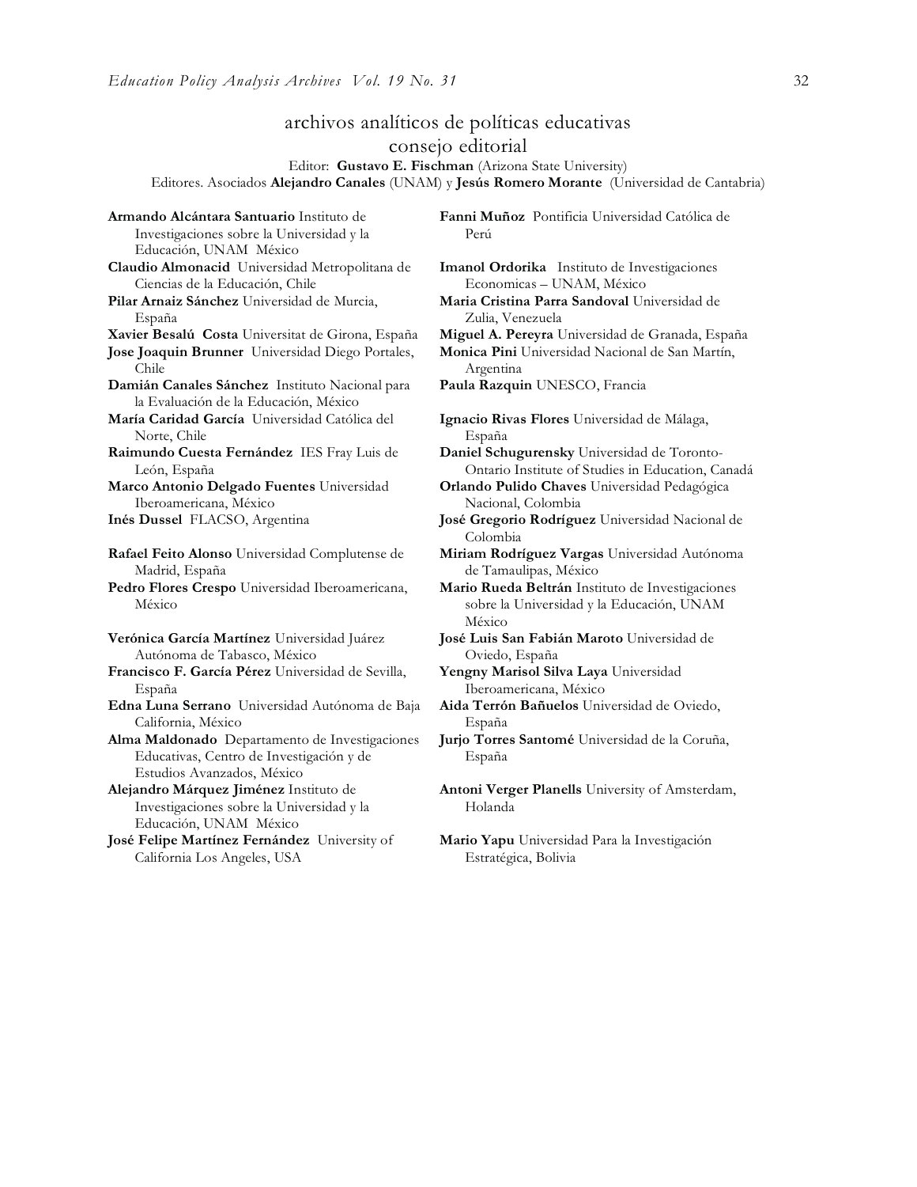# archivos analíticos de políticas educativas
## consejo editorial

Editor: **Gustavo E. Fischman** (Arizona State University)

Editores. Asociados **Alejandro Canales** (UNAM) y **Jesús Romero Morante** (Universidad de Cantabria)

**Armando Alcántara Santuario** Instituto de Investigaciones sobre la Universidad y la Educación, UNAM México

**Claudio Almonacid** Universidad Metropolitana de Ciencias de la Educación, Chile

**Pilar Arnaiz Sánchez** Universidad de Murcia, España

**Xavier Besalú Costa** Universitat de Girona, España

**Jose Joaquin Brunner** Universidad Diego Portales, Chile

**Damián Canales Sánchez** Instituto Nacional para la Evaluación de la Educación, México

**María Caridad García** Universidad Católica del Norte, Chile

**Raimundo Cuesta Fernández** IES Fray Luis de León, España

**Marco Antonio Delgado Fuentes** Universidad Iberoamericana, México

**Inés Dussel** FLACSO, Argentina

**Rafael Feito Alonso** Universidad Complutense de Madrid, España

**Pedro Flores Crespo** Universidad Iberoamericana, México

**Verónica García Martínez** Universidad Juárez Autónoma de Tabasco, México

**Francisco F. García Pérez** Universidad de Sevilla, España

**Edna Luna Serrano** Universidad Autónoma de Baja California, México

**Alma Maldonado** Departamento de Investigaciones Educativas, Centro de Investigación y de Estudios Avanzados, México

**Alejandro Márquez Jiménez** Instituto de Investigaciones sobre la Universidad y la Educación, UNAM México

**José Felipe Martínez Fernández** University of California Los Angeles, USA

**Fanni Muñoz** Pontificia Universidad Católica de Perú

**Imanol Ordorika** Instituto de Investigaciones Economicas – UNAM, México

**Maria Cristina Parra Sandoval** Universidad de Zulia, Venezuela

**Miguel A. Pereyra** Universidad de Granada, España

**Monica Pini** Universidad Nacional de San Martín, Argentina

**Paula Razquin** UNESCO, Francia

**Ignacio Rivas Flores** Universidad de Málaga, España

**Daniel Schugurensky** Universidad de Toronto-Ontario Institute of Studies in Education, Canadá

**Orlando Pulido Chaves** Universidad Pedagógica Nacional, Colombia

**José Gregorio Rodríguez** Universidad Nacional de Colombia

**Miriam Rodríguez Vargas** Universidad Autónoma de Tamaulipas, México

**Mario Rueda Beltrán** Instituto de Investigaciones sobre la Universidad y la Educación, UNAM México

**José Luis San Fabián Maroto** Universidad de Oviedo, España

**Yengny Marisol Silva Laya** Universidad Iberoamericana, México

**Aida Terrón Bañuelos** Universidad de Oviedo, España

**Jurjo Torres Santomé** Universidad de la Coruña, España

**Antoni Verger Planells** University of Amsterdam, Holanda

**Mario Yapu** Universidad Para la Investigación Estratégica, Bolivia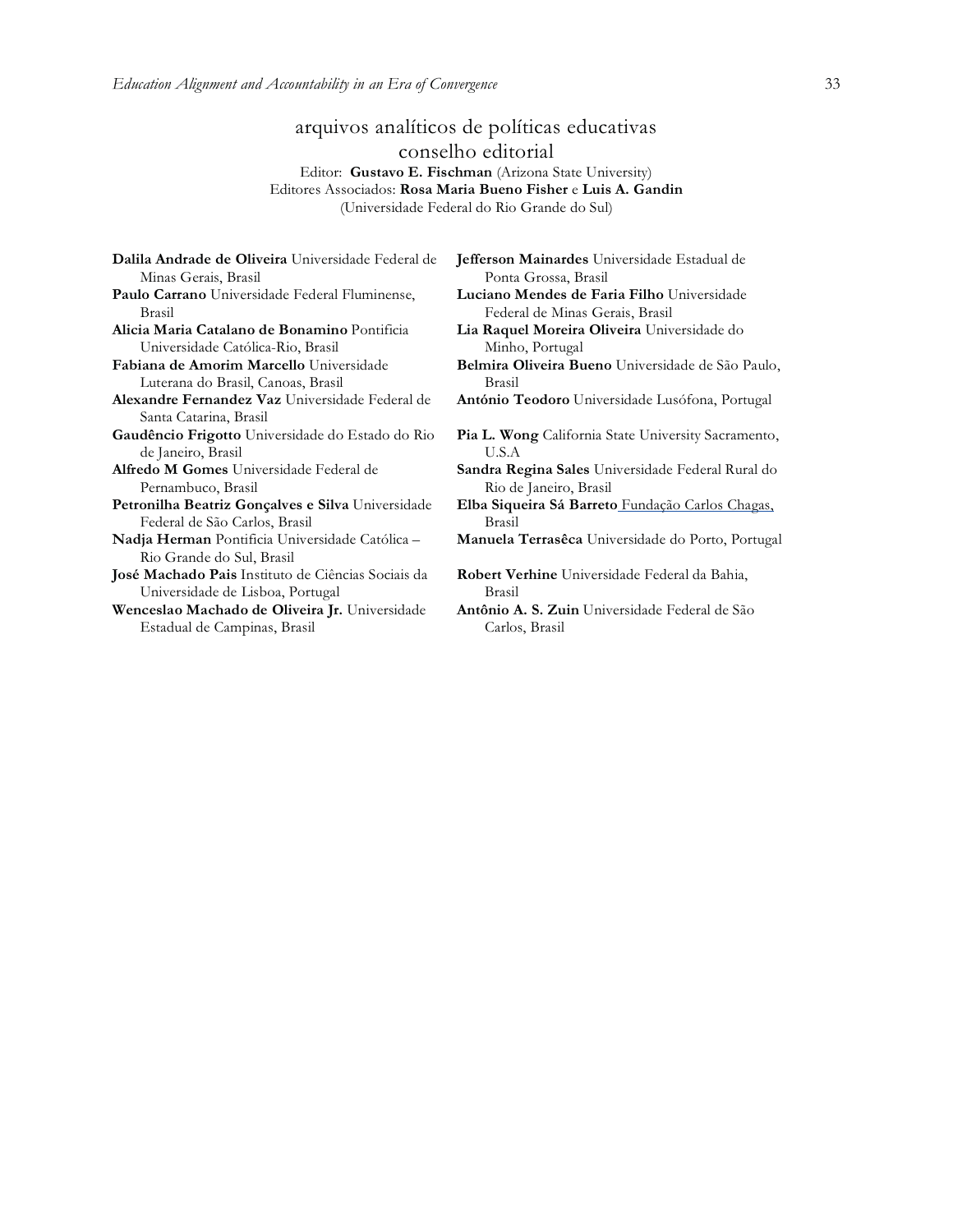# arquivos analíticos de políticas educativas
## conselho editorial

Editor: **Gustavo E. Fischman** (Arizona State University)
Editores Associados: **Rosa Maria Bueno Fisher** e **Luis A. Gandin**
(Universidade Federal do Rio Grande do Sul)

**Dalila Andrade de Oliveira** Universidade Federal de Minas Gerais, Brasil

**Paulo Carrano** Universidade Federal Fluminense, Brasil

**Alicia Maria Catalano de Bonamino** Pontificia Universidade Católica-Rio, Brasil

**Fabiana de Amorim Marcello** Universidade Luterana do Brasil, Canoas, Brasil

**Alexandre Fernandez Vaz** Universidade Federal de Santa Catarina, Brasil

**Gaudêncio Frigotto** Universidade do Estado do Rio de Janeiro, Brasil

**Alfredo M Gomes** Universidade Federal de Pernambuco, Brasil

**Petronilha Beatriz Gonçalves e Silva** Universidade Federal de São Carlos, Brasil

**Nadja Herman** Pontificia Universidade Católica – Rio Grande do Sul, Brasil

**José Machado Pais** Instituto de Ciências Sociais da Universidade de Lisboa, Portugal

**Wenceslao Machado de Oliveira Jr.** Universidade Estadual de Campinas, Brasil

**Jefferson Mainardes** Universidade Estadual de Ponta Grossa, Brasil

**Luciano Mendes de Faria Filho** Universidade Federal de Minas Gerais, Brasil

**Lia Raquel Moreira Oliveira** Universidade do Minho, Portugal

**Belmira Oliveira Bueno** Universidade de São Paulo, Brasil

**António Teodoro** Universidade Lusófona, Portugal

**Pia L. Wong** California State University Sacramento, U.S.A

**Sandra Regina Sales** Universidade Federal Rural do Rio de Janeiro, Brasil

**Elba Siqueira Sá Barreto** Fundação Carlos Chagas, Brasil

**Manuela Terrasêca** Universidade do Porto, Portugal

**Robert Verhine** Universidade Federal da Bahia, Brasil

**Antônio A. S. Zuin** Universidade Federal de São Carlos, Brasil